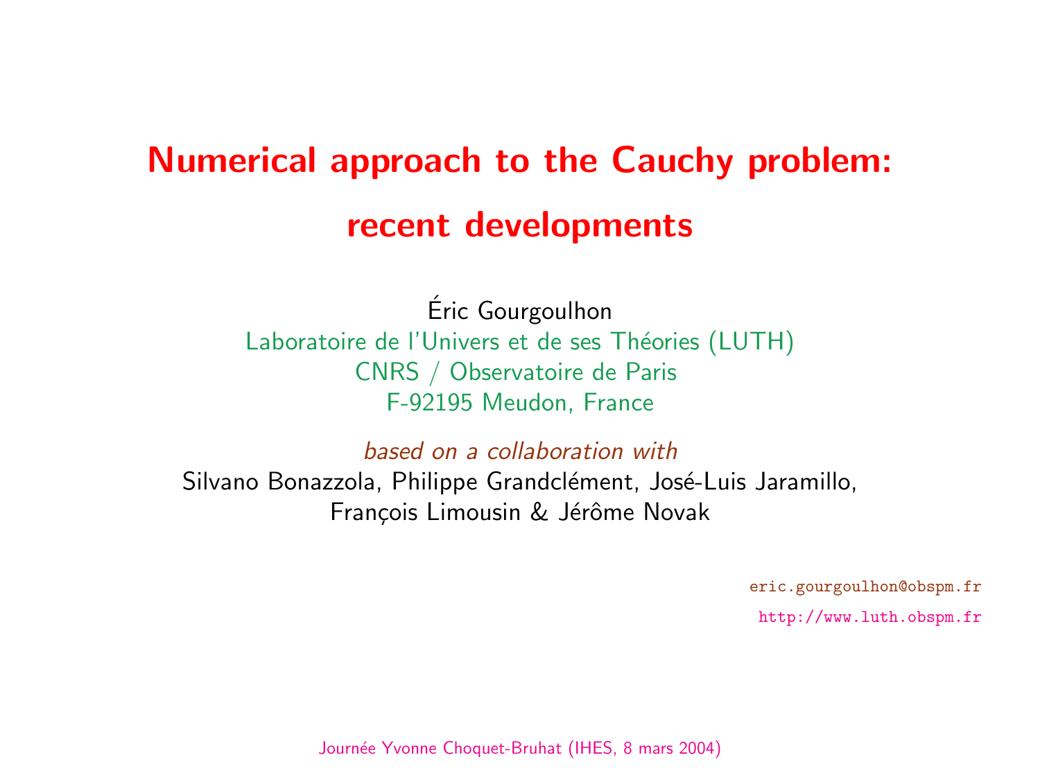# Numerical approach to the Cauchy problem: recent developments

Éric Gourgoulhon
Laboratoire de l'Univers et de ses Théories (LUTH)
CNRS / Observatoire de Paris
F-92195 Meudon, France

*based on a collaboration with*
Silvano Bonazzola, Philippe Grandclément, José-Luis Jaramillo, François Limousin & Jérôme Novak

eric.gourgoulhon@obspm.fr
http://www.luth.obspm.fr

Journée Yvonne Choquet-Bruhat (IHES, 8 mars 2004)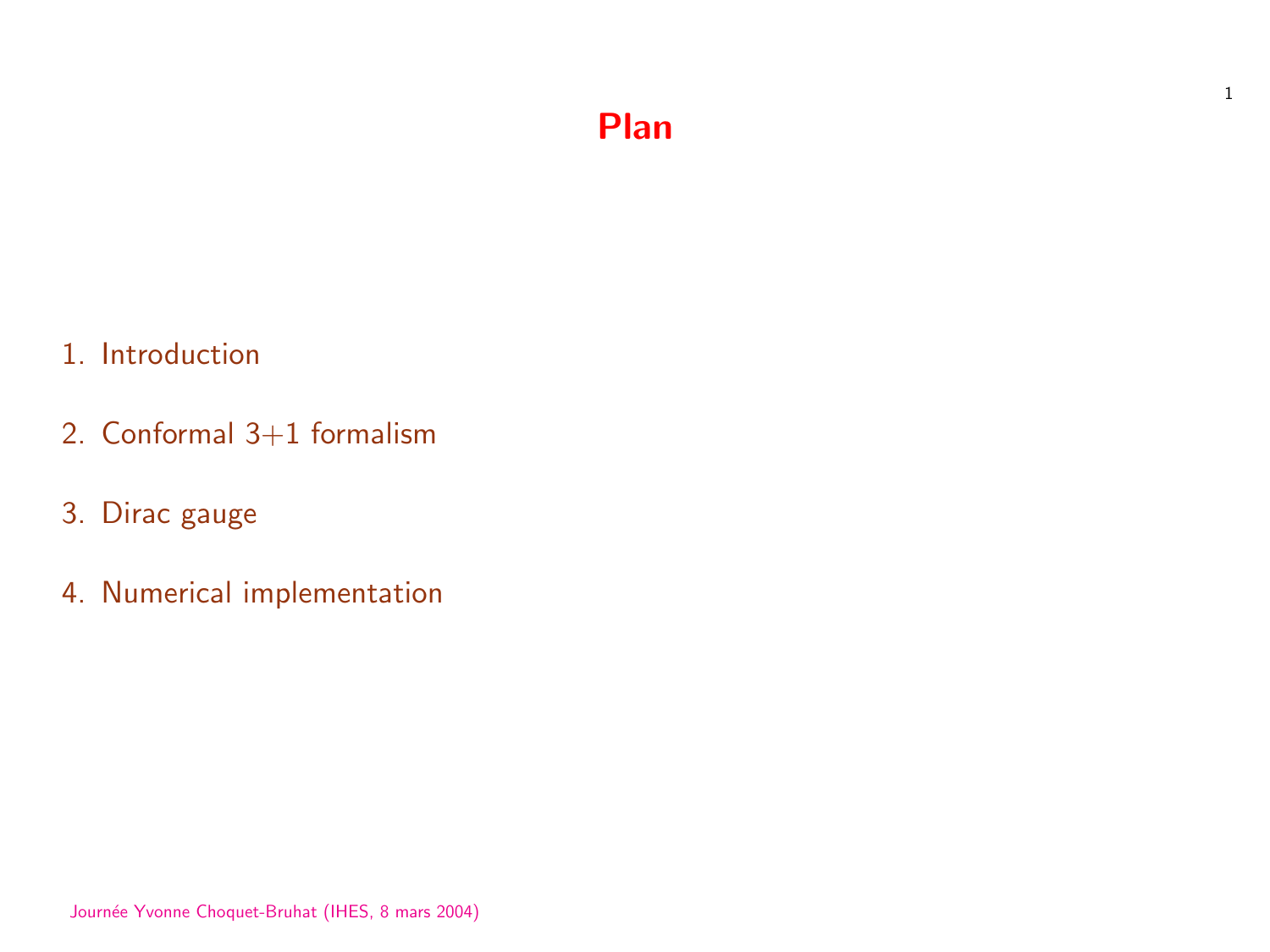# Plan

1. Introduction
2. Conformal 3+1 formalism
3. Dirac gauge
4. Numerical implementation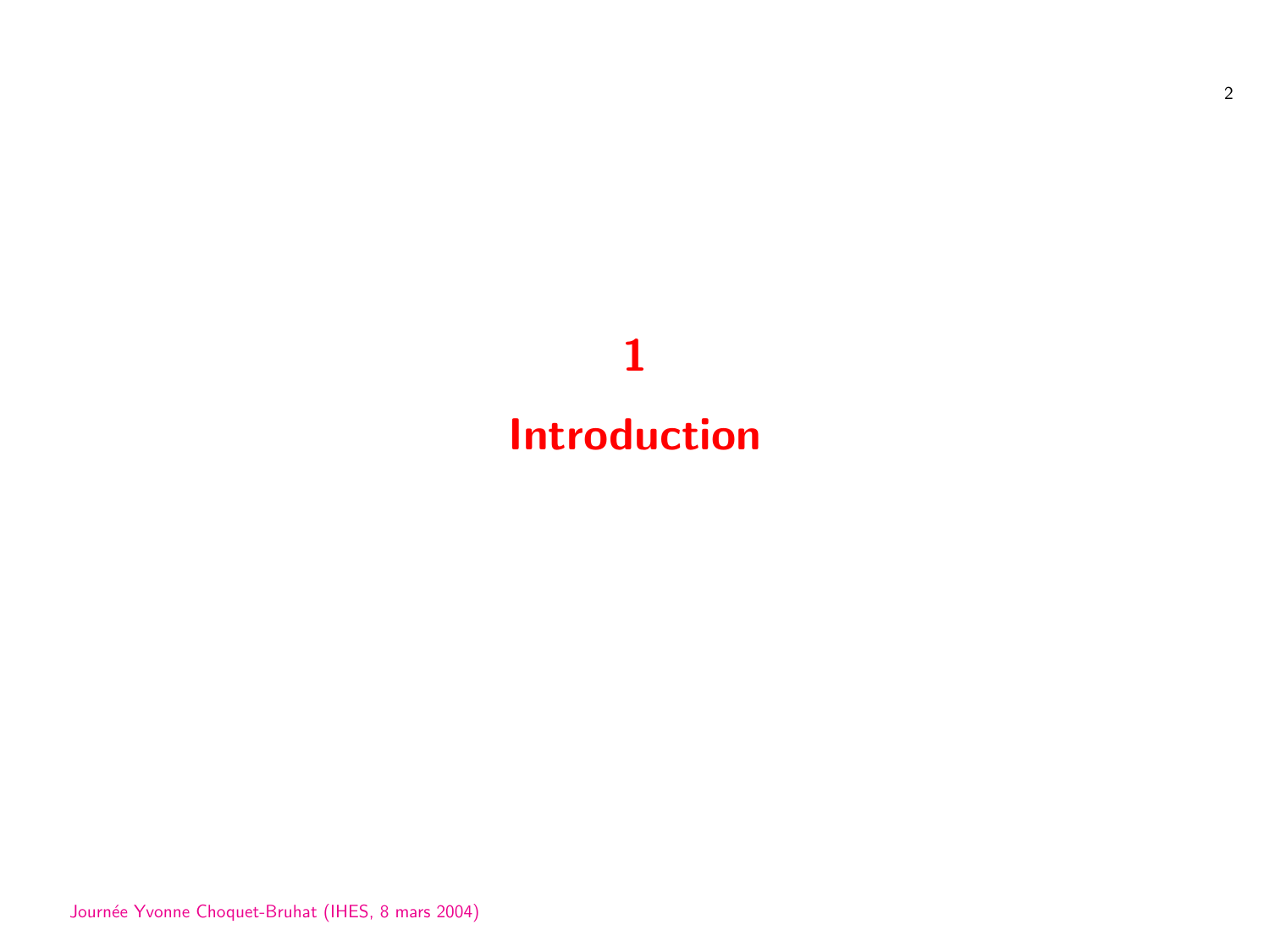# 1

# Introduction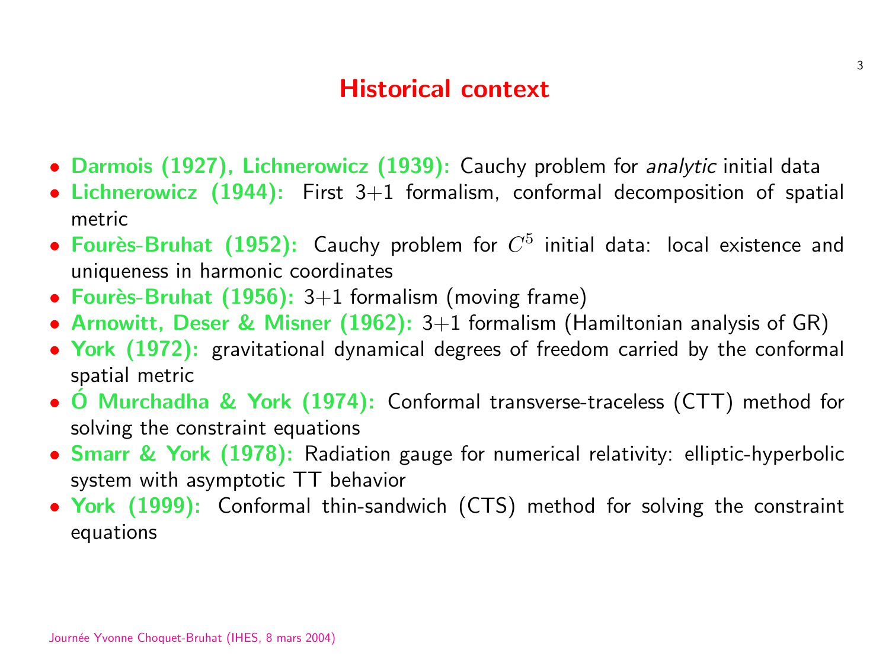# Historical context

- **Darmois (1927), Lichnerowicz (1939):** Cauchy problem for *analytic* initial data
- **Lichnerowicz (1944):** First 3+1 formalism, conformal decomposition of spatial metric
- **Fourès-Bruhat (1952):** Cauchy problem for $C^5$ initial data: local existence and uniqueness in harmonic coordinates
- **Fourès-Bruhat (1956):** 3+1 formalism (moving frame)
- **Arnowitt, Deser & Misner (1962):** 3+1 formalism (Hamiltonian analysis of GR)
- **York (1972):** gravitational dynamical degrees of freedom carried by the conformal spatial metric
- **Ó Murchadha & York (1974):** Conformal transverse-traceless (CTT) method for solving the constraint equations
- **Smarr & York (1978):** Radiation gauge for numerical relativity: elliptic-hyperbolic system with asymptotic TT behavior
- **York (1999):** Conformal thin-sandwich (CTS) method for solving the constraint equations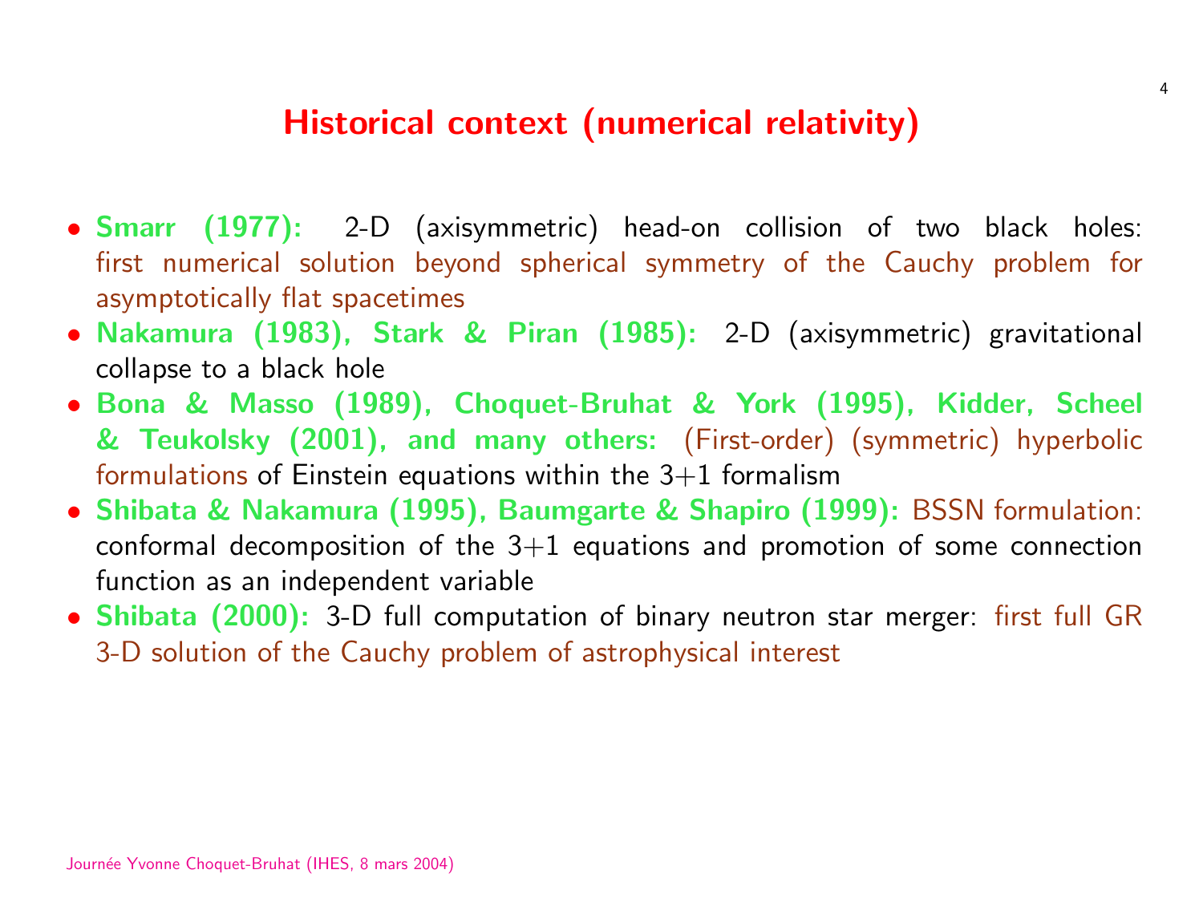# Historical context (numerical relativity)

- **Smarr (1977):** 2-D (axisymmetric) head-on collision of two black holes: first numerical solution beyond spherical symmetry of the Cauchy problem for asymptotically flat spacetimes
- **Nakamura (1983), Stark & Piran (1985):** 2-D (axisymmetric) gravitational collapse to a black hole
- **Bona & Masso (1989), Choquet-Bruhat & York (1995), Kidder, Scheel & Teukolsky (2001), and many others:** (First-order) (symmetric) hyperbolic formulations of Einstein equations within the 3+1 formalism
- **Shibata & Nakamura (1995), Baumgarte & Shapiro (1999):** BSSN formulation: conformal decomposition of the 3+1 equations and promotion of some connection function as an independent variable
- **Shibata (2000):** 3-D full computation of binary neutron star merger: first full GR 3-D solution of the Cauchy problem of astrophysical interest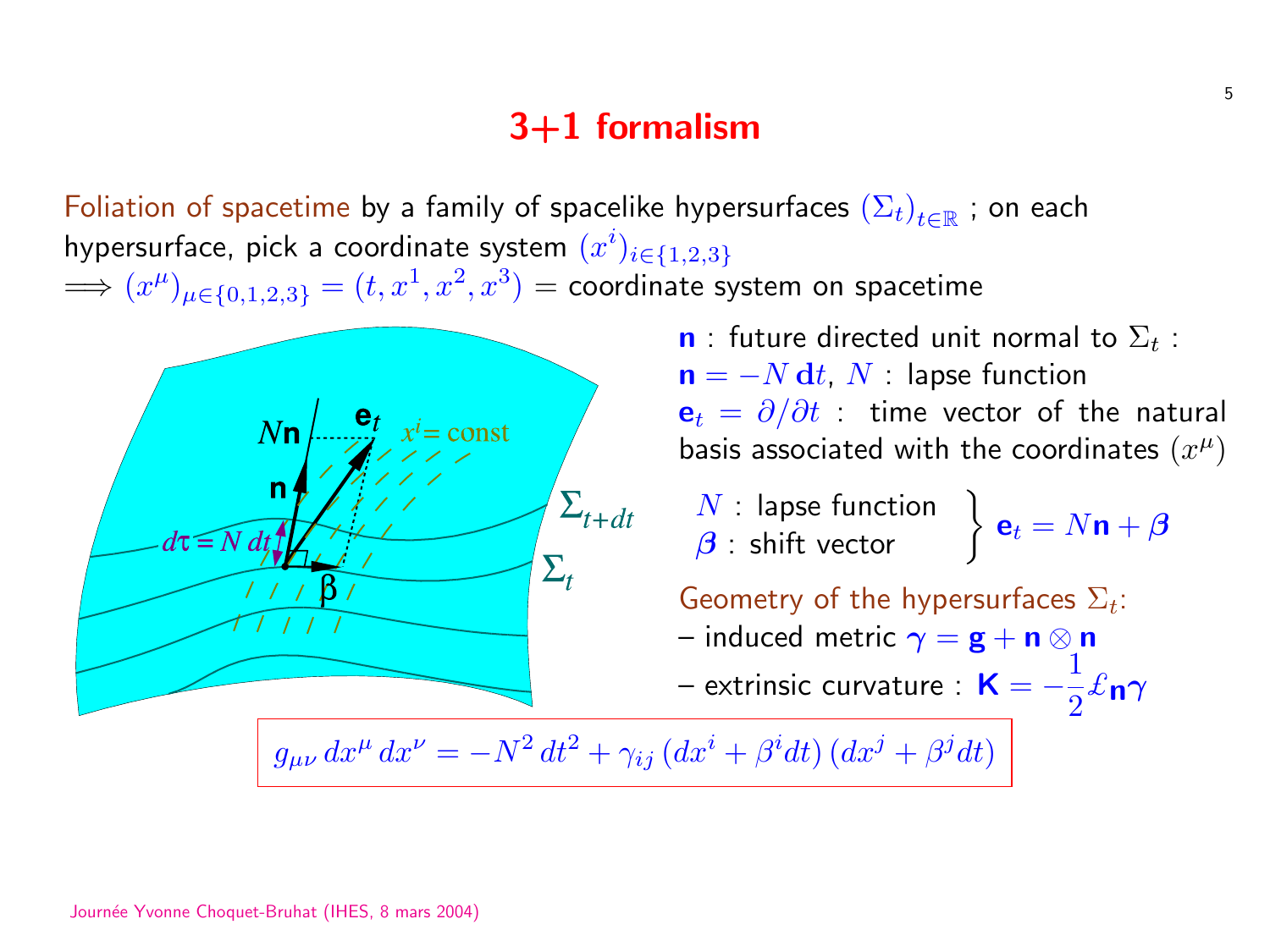# 3+1 formalism

Foliation of spacetime by a family of spacelike hypersurfaces $(\Sigma_t)_{t\in\mathbb{R}}$ ; on each hypersurface, pick a coordinate system $(x^i)_{i\in\{1,2,3\}}$

$\Longrightarrow (x^\mu)_{\mu\in\{0,1,2,3\}} = (t, x^1, x^2, x^3)$ = coordinate system on spacetime

$\mathbf{n}$ : future directed unit normal to $\Sigma_t$ :
$\mathbf{n} = -N\,\mathbf{d}t$, $N$ : lapse function
$\mathbf{e}_t = \partial/\partial t$ : time vector of the natural basis associated with the coordinates $(x^\mu)$

$N$ : lapse function
$\boldsymbol{\beta}$ : shift vector

$$\mathbf{e}_t = N\mathbf{n} + \boldsymbol{\beta}$$

Geometry of the hypersurfaces $\Sigma_t$:

– induced metric $\boldsymbol{\gamma} = \mathbf{g} + \mathbf{n}\otimes\mathbf{n}$

– extrinsic curvature : $\mathbf{K} = -\dfrac{1}{2}\pounds_{\mathbf{n}}\boldsymbol{\gamma}$

$$g_{\mu\nu}\,dx^\mu\,dx^\nu = -N^2\,dt^2 + \gamma_{ij}\,(dx^i + \beta^i dt)\,(dx^j + \beta^j dt)$$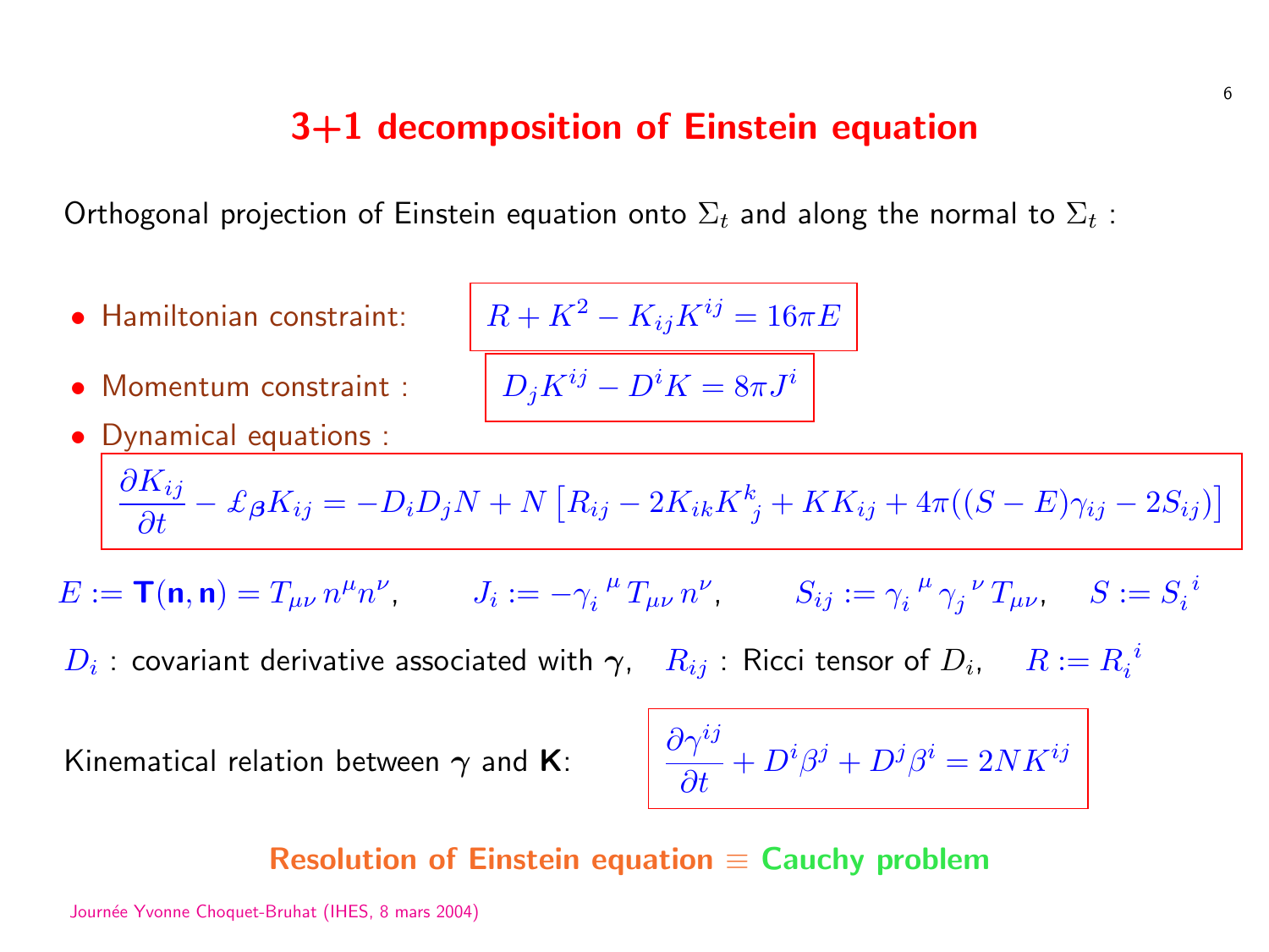# 3+1 decomposition of Einstein equation

Orthogonal projection of Einstein equation onto $\Sigma_t$ and along the normal to $\Sigma_t$ :

- Hamiltonian constraint: $$R + K^2 - K_{ij}K^{ij} = 16\pi E$$
- Momentum constraint : $$D_j K^{ij} - D^i K = 8\pi J^i$$
- Dynamical equations :

$$\frac{\partial K_{ij}}{\partial t} - \pounds_{\boldsymbol{\beta}} K_{ij} = -D_i D_j N + N \left[ R_{ij} - 2K_{ik}K^k_{\ j} + KK_{ij} + 4\pi((S-E)\gamma_{ij} - 2S_{ij}) \right]$$

$E := \mathbf{T}(\mathbf{n}, \mathbf{n}) = T_{\mu\nu}\, n^\mu n^\nu, \qquad J_i := -\gamma_i^{\ \mu}\, T_{\mu\nu}\, n^\nu, \qquad S_{ij} := \gamma_i^{\ \mu}\, \gamma_j^{\ \nu}\, T_{\mu\nu}, \quad S := S_i^{\ i}$

$D_i$ : covariant derivative associated with $\boldsymbol{\gamma}$, $\quad R_{ij}$ : Ricci tensor of $D_i$, $\quad R := R_i^{\ i}$

Kinematical relation between $\boldsymbol{\gamma}$ and $\mathbf{K}$:

$$\frac{\partial \gamma^{ij}}{\partial t} + D^i \beta^j + D^j \beta^i = 2N K^{ij}$$

**Resolution of Einstein equation $\equiv$ Cauchy problem**

Journée Yvonne Choquet-Bruhat (IHES, 8 mars 2004)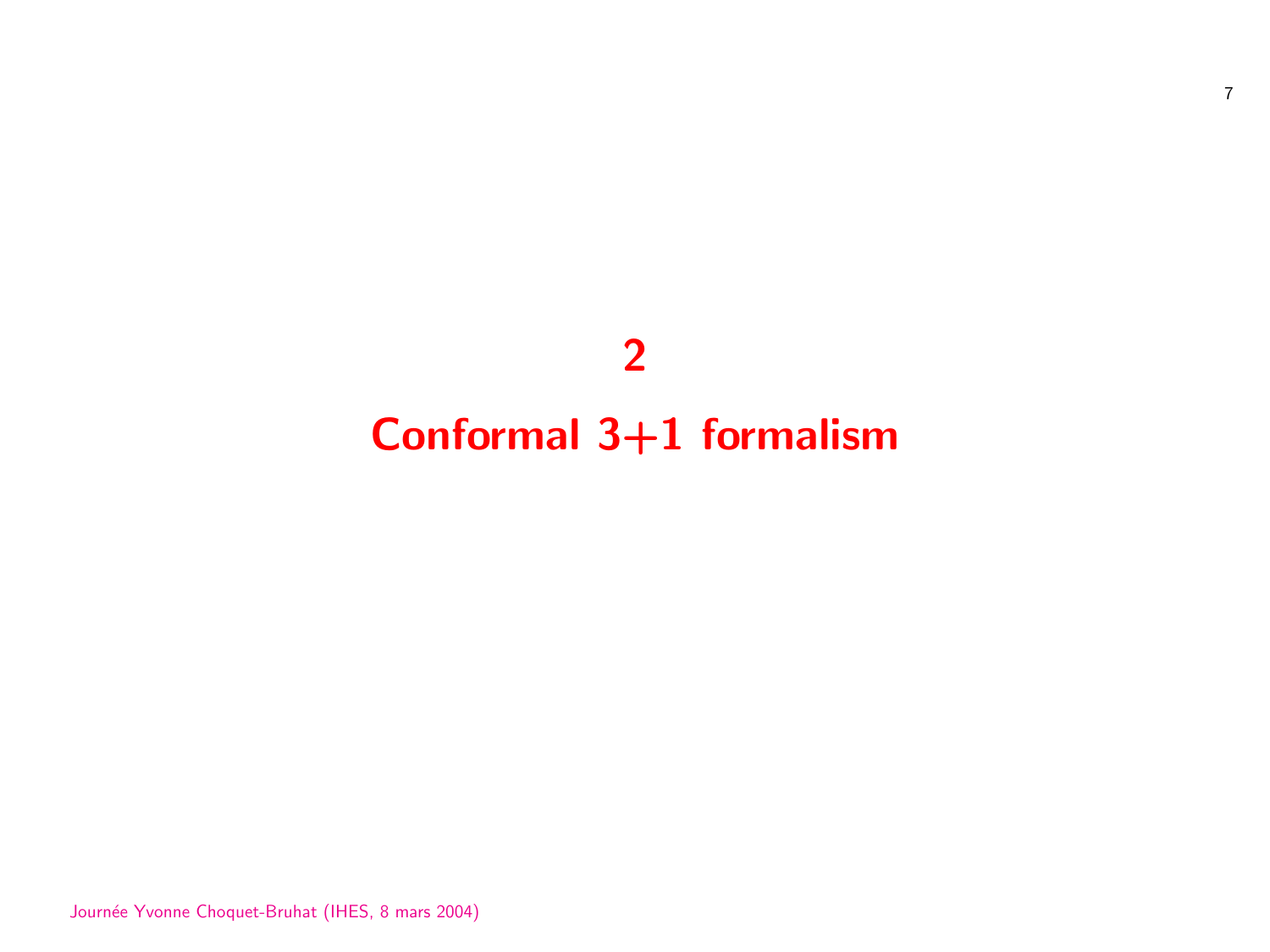# 2

# Conformal 3+1 formalism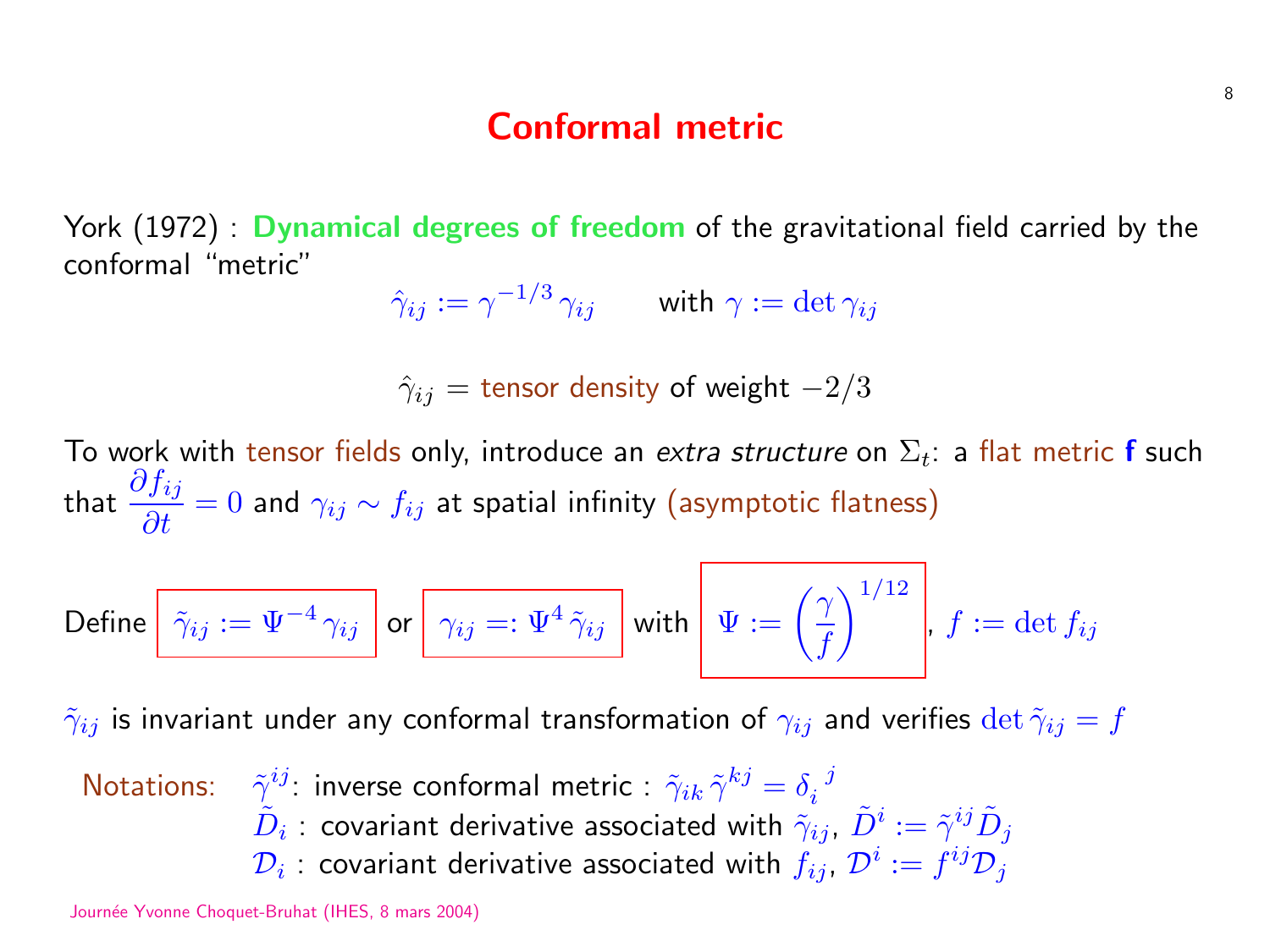# Conformal metric

York (1972) : **Dynamical degrees of freedom** of the gravitational field carried by the conformal "metric"

$$\hat{\gamma}_{ij} := \gamma^{-1/3}\,\gamma_{ij} \qquad \text{with } \gamma := \det \gamma_{ij}$$

$$\hat{\gamma}_{ij} = \text{tensor density of weight } -2/3$$

To work with tensor fields only, introduce an *extra structure* on $\Sigma_t$: a flat metric **f** such that $\dfrac{\partial f_{ij}}{\partial t} = 0$ and $\gamma_{ij} \sim f_{ij}$ at spatial infinity (asymptotic flatness)

Define $\tilde{\gamma}_{ij} := \Psi^{-4}\,\gamma_{ij}$ or $\gamma_{ij} =: \Psi^4\,\tilde{\gamma}_{ij}$ with $\Psi := \left(\dfrac{\gamma}{f}\right)^{1/12}$, $f := \det f_{ij}$

$\tilde{\gamma}_{ij}$ is invariant under any conformal transformation of $\gamma_{ij}$ and verifies $\det \tilde{\gamma}_{ij} = f$

Notations:
- $\tilde{\gamma}^{ij}$: inverse conformal metric : $\tilde{\gamma}_{ik}\,\tilde{\gamma}^{kj} = \delta_i^{\ j}$
- $\tilde{D}_i$ : covariant derivative associated with $\tilde{\gamma}_{ij}$, $\tilde{D}^i := \tilde{\gamma}^{ij}\tilde{D}_j$
- $\mathcal{D}_i$ : covariant derivative associated with $f_{ij}$, $\mathcal{D}^i := f^{ij}\mathcal{D}_j$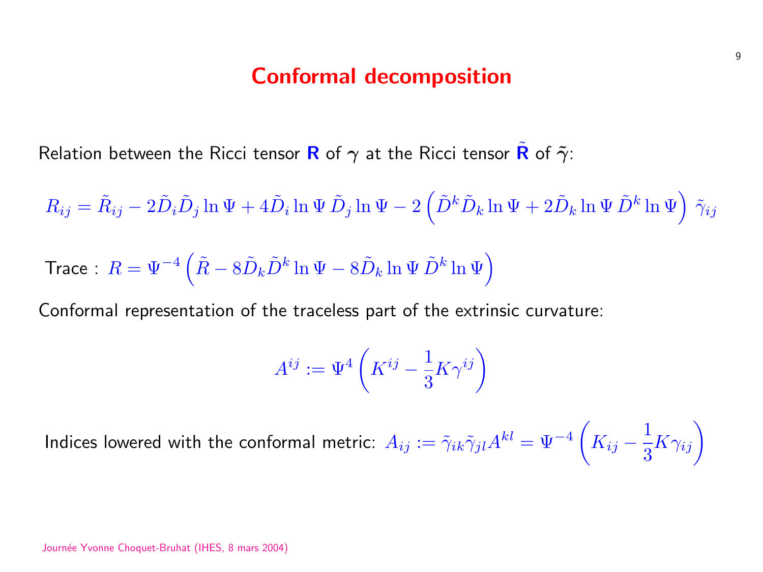# Conformal decomposition

Relation between the Ricci tensor $\mathbf{R}$ of $\gamma$ at the Ricci tensor $\tilde{\mathbf{R}}$ of $\tilde{\gamma}$:

$$R_{ij} = \tilde{R}_{ij} - 2\tilde{D}_i\tilde{D}_j \ln\Psi + 4\tilde{D}_i \ln\Psi \, \tilde{D}_j \ln\Psi - 2\left(\tilde{D}^k\tilde{D}_k \ln\Psi + 2\tilde{D}_k \ln\Psi \, \tilde{D}^k \ln\Psi\right) \tilde{\gamma}_{ij}$$

Trace : $R = \Psi^{-4}\left(\tilde{R} - 8\tilde{D}_k\tilde{D}^k \ln\Psi - 8\tilde{D}_k \ln\Psi \, \tilde{D}^k \ln\Psi\right)$

Conformal representation of the traceless part of the extrinsic curvature:

$$A^{ij} := \Psi^4\left(K^{ij} - \frac{1}{3}K\gamma^{ij}\right)$$

Indices lowered with the conformal metric: $A_{ij} := \tilde{\gamma}_{ik}\tilde{\gamma}_{jl}A^{kl} = \Psi^{-4}\left(K_{ij} - \frac{1}{3}K\gamma_{ij}\right)$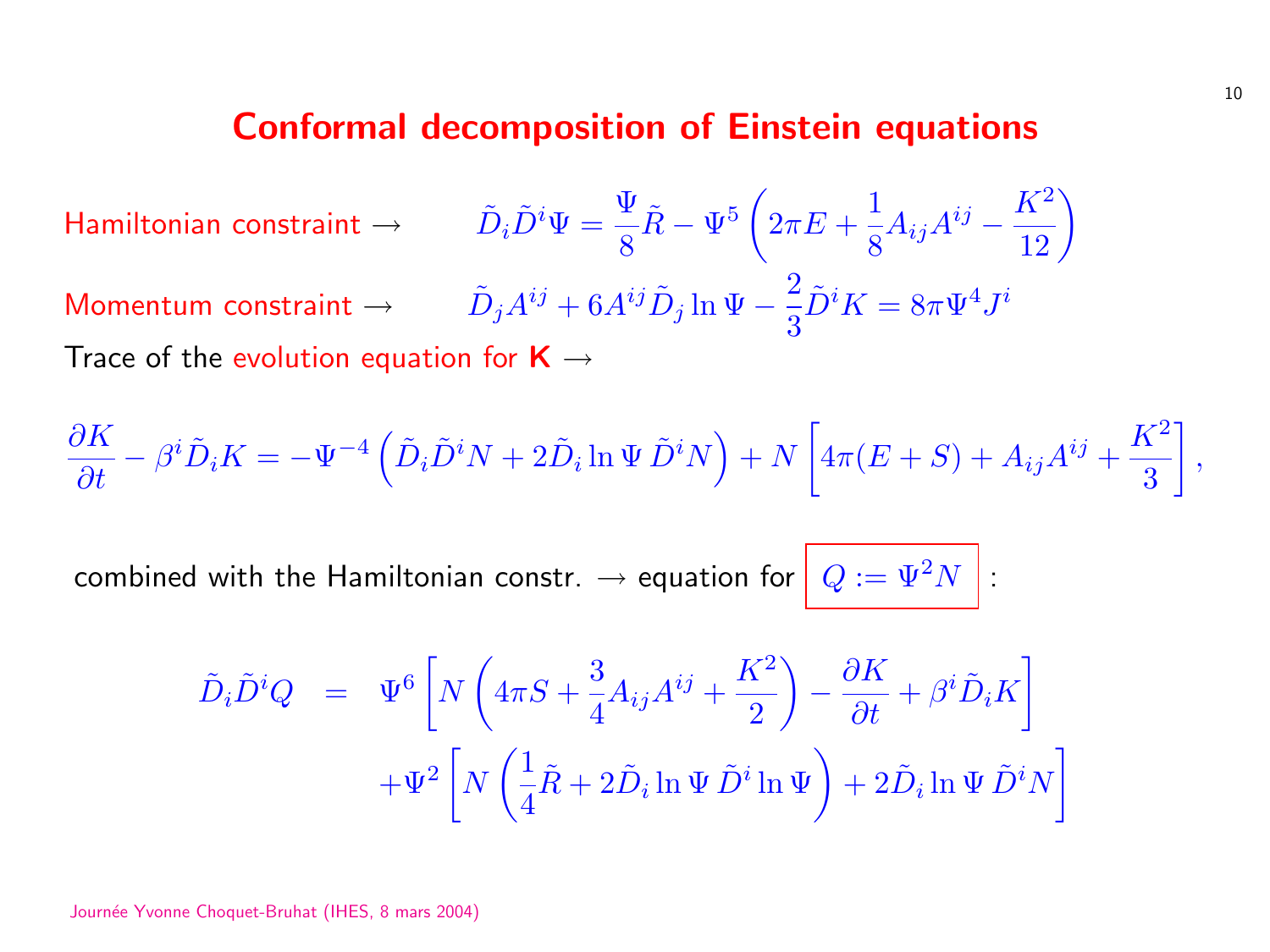# Conformal decomposition of Einstein equations

Hamiltonian constraint → $$\tilde{D}_i \tilde{D}^i \Psi = \frac{\Psi}{8}\tilde{R} - \Psi^5 \left( 2\pi E + \frac{1}{8} A_{ij} A^{ij} - \frac{K^2}{12} \right)$$

Momentum constraint → $$\tilde{D}_j A^{ij} + 6 A^{ij} \tilde{D}_j \ln \Psi - \frac{2}{3} \tilde{D}^i K = 8\pi \Psi^4 J^i$$

Trace of the evolution equation for **K** →

$$\frac{\partial K}{\partial t} - \beta^i \tilde{D}_i K = -\Psi^{-4} \left( \tilde{D}_i \tilde{D}^i N + 2 \tilde{D}_i \ln \Psi \, \tilde{D}^i N \right) + N \left[ 4\pi (E + S) + A_{ij} A^{ij} + \frac{K^2}{3} \right],$$

combined with the Hamiltonian constr. → equation for $Q := \Psi^2 N$ :

$$\begin{aligned} \tilde{D}_i \tilde{D}^i Q &= \Psi^6 \left[ N \left( 4\pi S + \frac{3}{4} A_{ij} A^{ij} + \frac{K^2}{2} \right) - \frac{\partial K}{\partial t} + \beta^i \tilde{D}_i K \right] \\ &\quad + \Psi^2 \left[ N \left( \frac{1}{4} \tilde{R} + 2 \tilde{D}_i \ln \Psi \, \tilde{D}^i \ln \Psi \right) + 2 \tilde{D}_i \ln \Psi \, \tilde{D}^i N \right] \end{aligned}$$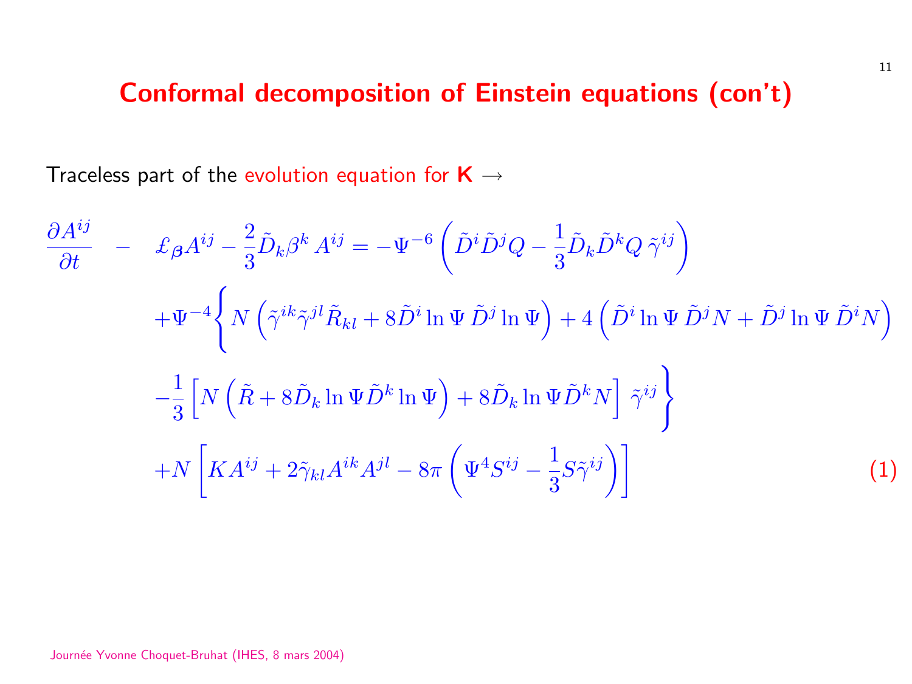# Conformal decomposition of Einstein equations (con't)

Traceless part of the evolution equation for **K** $\rightarrow$

$$
\begin{aligned}
\frac{\partial A^{ij}}{\partial t} \quad - \quad & \pounds_{\boldsymbol{\beta}} A^{ij} - \frac{2}{3}\tilde{D}_k \beta^k \, A^{ij} = -\Psi^{-6}\left(\tilde{D}^i \tilde{D}^j Q - \frac{1}{3}\tilde{D}_k \tilde{D}^k Q \, \tilde{\gamma}^{ij}\right) \\
& + \Psi^{-4}\left\{ N\left(\tilde{\gamma}^{ik}\tilde{\gamma}^{jl}\tilde{R}_{kl} + 8\tilde{D}^i \ln\Psi \, \tilde{D}^j \ln\Psi\right) + 4\left(\tilde{D}^i \ln\Psi \, \tilde{D}^j N + \tilde{D}^j \ln\Psi \, \tilde{D}^i N\right) \right. \\
& \left. - \frac{1}{3}\left[N\left(\tilde{R} + 8\tilde{D}_k \ln\Psi \tilde{D}^k \ln\Psi\right) + 8\tilde{D}_k \ln\Psi \tilde{D}^k N\right] \tilde{\gamma}^{ij} \right\} \\
& + N\left[K A^{ij} + 2\tilde{\gamma}_{kl} A^{ik} A^{jl} - 8\pi\left(\Psi^4 S^{ij} - \frac{1}{3} S \tilde{\gamma}^{ij}\right)\right]
\end{aligned}
\qquad (1)
$$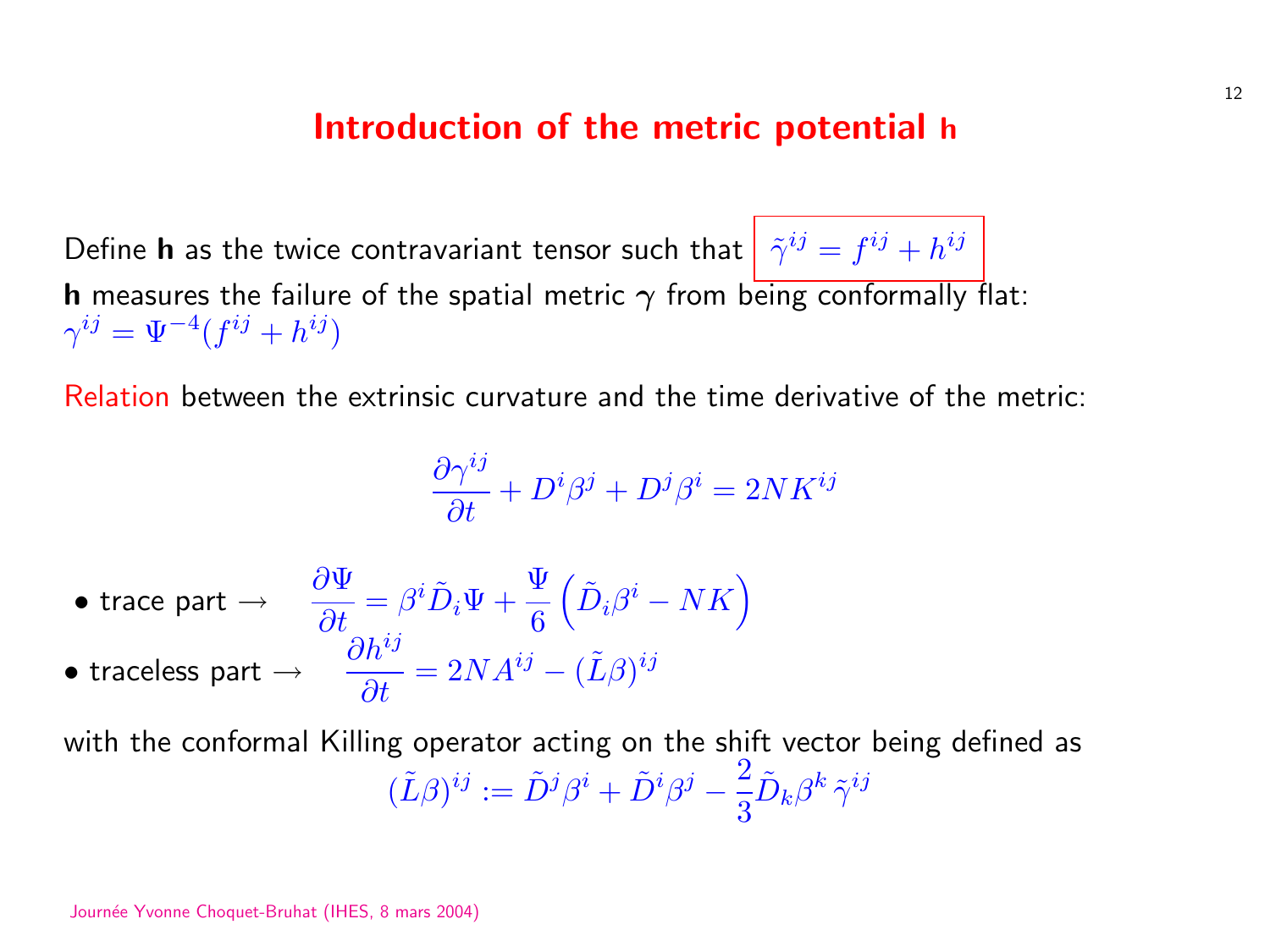# Introduction of the metric potential h

Define **h** as the twice contravariant tensor such that $\tilde{\gamma}^{ij} = f^{ij} + h^{ij}$

**h** measures the failure of the spatial metric $\gamma$ from being conformally flat:
$\gamma^{ij} = \Psi^{-4}(f^{ij} + h^{ij})$

Relation between the extrinsic curvature and the time derivative of the metric:

$$\frac{\partial \gamma^{ij}}{\partial t} + D^i \beta^j + D^j \beta^i = 2NK^{ij}$$

- trace part $\rightarrow$ $\quad \dfrac{\partial \Psi}{\partial t} = \beta^i \tilde{D}_i \Psi + \dfrac{\Psi}{6} \left( \tilde{D}_i \beta^i - NK \right)$
- traceless part $\rightarrow$ $\quad \dfrac{\partial h^{ij}}{\partial t} = 2NA^{ij} - (\tilde{L}\beta)^{ij}$

with the conformal Killing operator acting on the shift vector being defined as

$$(\tilde{L}\beta)^{ij} := \tilde{D}^j \beta^i + \tilde{D}^i \beta^j - \frac{2}{3} \tilde{D}_k \beta^k \, \tilde{\gamma}^{ij}$$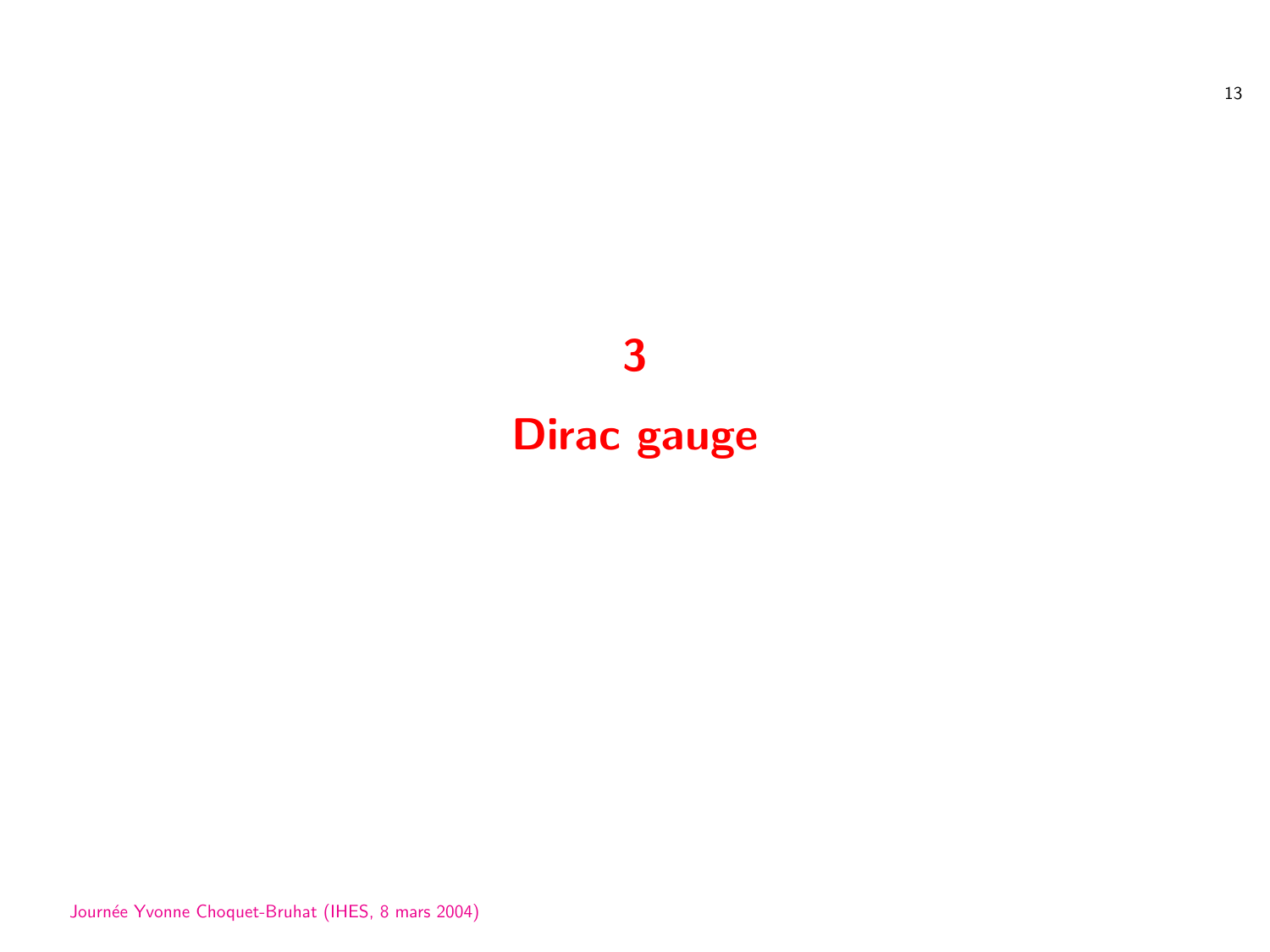# 3

# Dirac gauge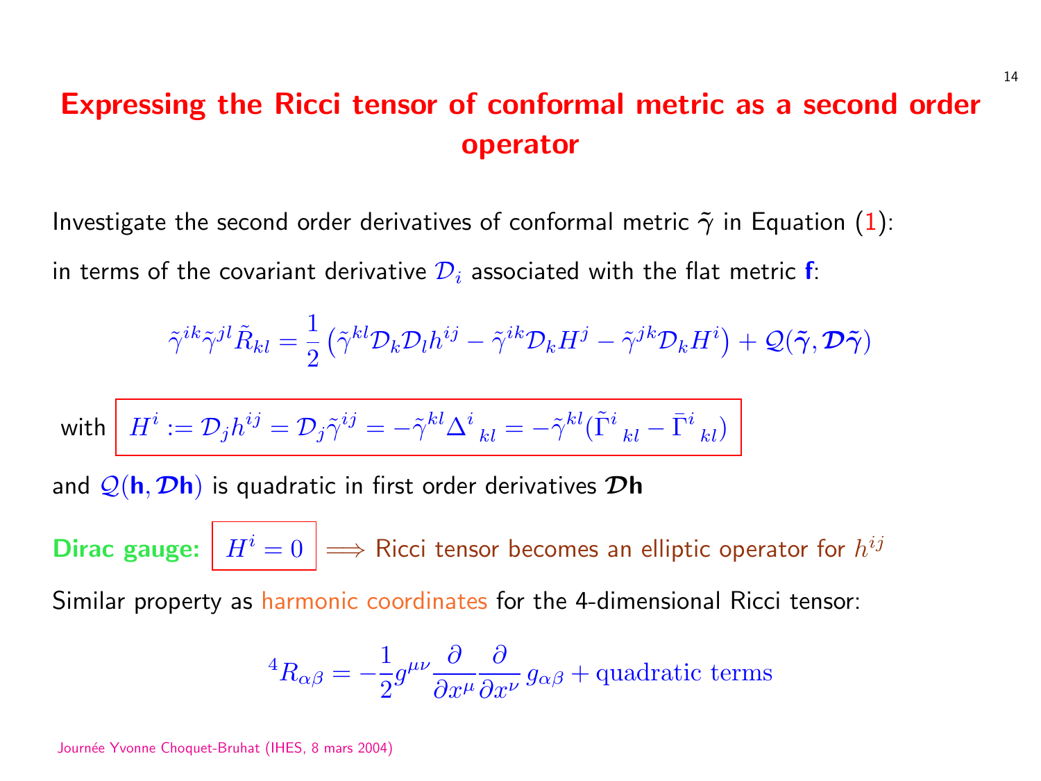# Expressing the Ricci tensor of conformal metric as a second order operator

Investigate the second order derivatives of conformal metric $\tilde{\gamma}$ in Equation (1):

in terms of the covariant derivative $\mathcal{D}_i$ associated with the flat metric $\mathbf{f}$:

$$\tilde{\gamma}^{ik}\tilde{\gamma}^{jl}\tilde{R}_{kl} = \frac{1}{2}\left(\tilde{\gamma}^{kl}\mathcal{D}_k\mathcal{D}_l h^{ij} - \tilde{\gamma}^{ik}\mathcal{D}_k H^j - \tilde{\gamma}^{jk}\mathcal{D}_k H^i\right) + \mathcal{Q}(\tilde{\boldsymbol{\gamma}}, \boldsymbol{\mathcal{D}}\tilde{\boldsymbol{\gamma}})$$

with $\boxed{H^i := \mathcal{D}_j h^{ij} = \mathcal{D}_j \tilde{\gamma}^{ij} = -\tilde{\gamma}^{kl}\Delta^i{}_{kl} = -\tilde{\gamma}^{kl}(\tilde{\Gamma}^i{}_{kl} - \bar{\Gamma}^i{}_{kl})}$

and $\mathcal{Q}(\mathbf{h}, \boldsymbol{\mathcal{D}}\mathbf{h})$ is quadratic in first order derivatives $\boldsymbol{\mathcal{D}}\mathbf{h}$

**Dirac gauge:** $\boxed{H^i = 0}$ $\Longrightarrow$ Ricci tensor becomes an elliptic operator for $h^{ij}$

Similar property as harmonic coordinates for the 4-dimensional Ricci tensor:

$${}^4R_{\alpha\beta} = -\frac{1}{2}g^{\mu\nu}\frac{\partial}{\partial x^\mu}\frac{\partial}{\partial x^\nu}\,g_{\alpha\beta} + \text{quadratic terms}$$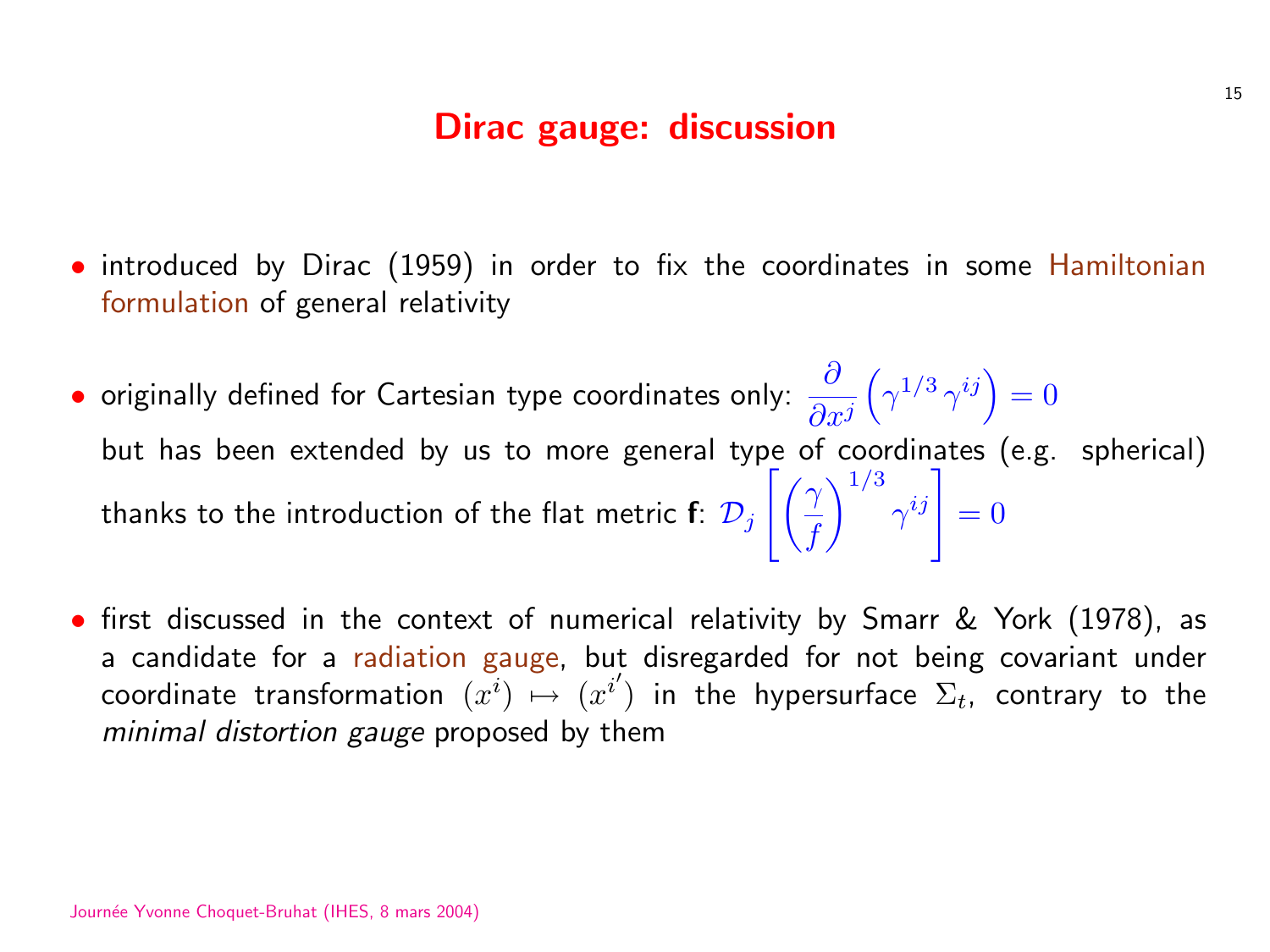# Dirac gauge: discussion

- introduced by Dirac (1959) in order to fix the coordinates in some Hamiltonian formulation of general relativity

- originally defined for Cartesian type coordinates only: $\frac{\partial}{\partial x^j}\left(\gamma^{1/3}\,\gamma^{ij}\right) = 0$
  but has been extended by us to more general type of coordinates (e.g. spherical) thanks to the introduction of the flat metric **f**: $\mathcal{D}_j\left[\left(\frac{\gamma}{f}\right)^{1/3}\gamma^{ij}\right] = 0$

- first discussed in the context of numerical relativity by Smarr & York (1978), as a candidate for a radiation gauge, but disregarded for not being covariant under coordinate transformation $(x^i) \mapsto (x^{i'})$ in the hypersurface $\Sigma_t$, contrary to the *minimal distortion gauge* proposed by them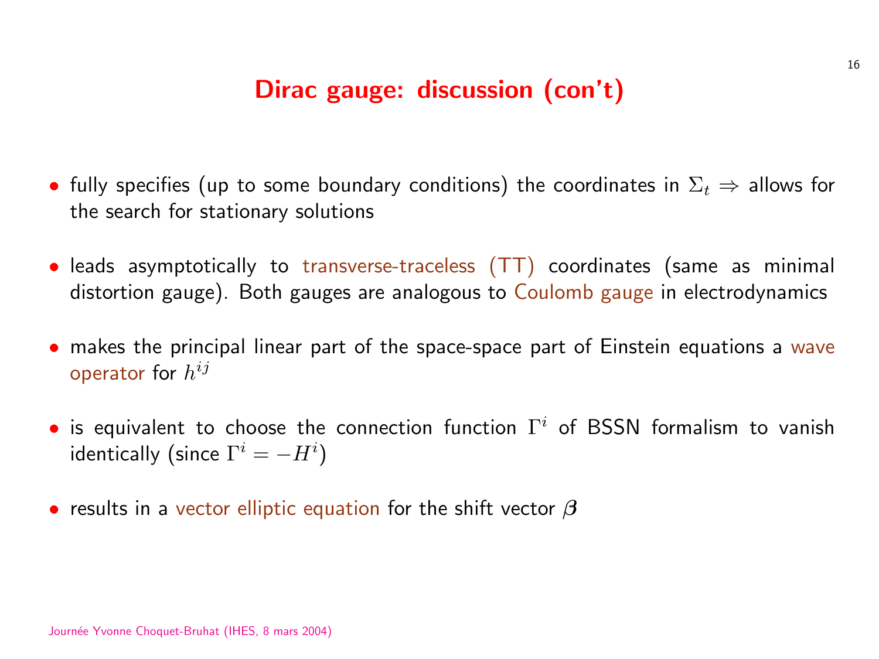# Dirac gauge: discussion (con't)

- fully specifies (up to some boundary conditions) the coordinates in $\Sigma_t \Rightarrow$ allows for the search for stationary solutions
- leads asymptotically to transverse-traceless (TT) coordinates (same as minimal distortion gauge). Both gauges are analogous to Coulomb gauge in electrodynamics
- makes the principal linear part of the space-space part of Einstein equations a wave operator for $h^{ij}$
- is equivalent to choose the connection function $\Gamma^i$ of BSSN formalism to vanish identically (since $\Gamma^i = -H^i$)
- results in a vector elliptic equation for the shift vector $\boldsymbol{\beta}$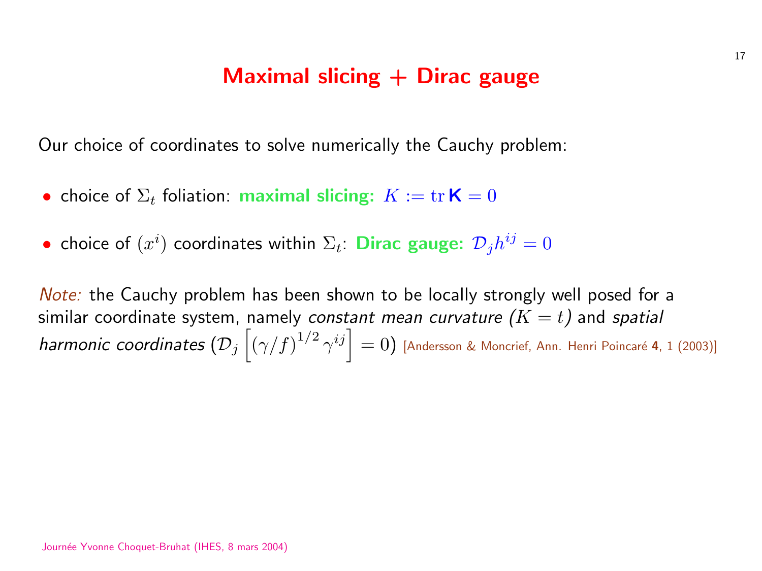# Maximal slicing + Dirac gauge

Our choice of coordinates to solve numerically the Cauchy problem:

- choice of $\Sigma_t$ foliation: **maximal slicing:** $K := \mathrm{tr}\, \mathbf{K} = 0$
- choice of $(x^i)$ coordinates within $\Sigma_t$: **Dirac gauge:** $\mathcal{D}_j h^{ij} = 0$

*Note:* the Cauchy problem has been shown to be locally strongly well posed for a similar coordinate system, namely *constant mean curvature ($K = t$)* and *spatial harmonic coordinates* ($\mathcal{D}_j \left[ (\gamma/f)^{1/2} \gamma^{ij} \right] = 0$) [Andersson & Moncrief, Ann. Henri Poincaré **4**, 1 (2003)]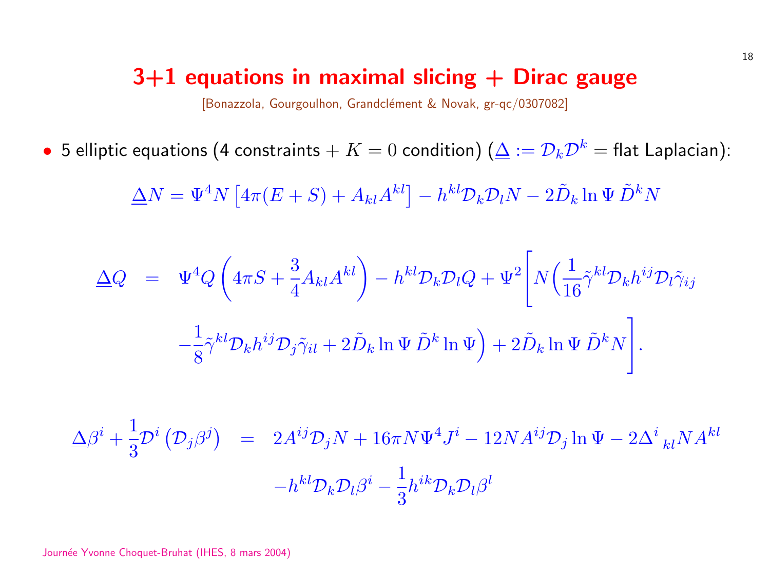# 3+1 equations in maximal slicing + Dirac gauge

[Bonazzola, Gourgoulhon, Grandclément & Novak, gr-qc/0307082]

- 5 elliptic equations (4 constraints + $K = 0$ condition) ($\underline{\Delta} := \mathcal{D}_k \mathcal{D}^k$ = flat Laplacian):

$$\underline{\Delta} N = \Psi^4 N \left[ 4\pi (E + S) + A_{kl} A^{kl} \right] - h^{kl} \mathcal{D}_k \mathcal{D}_l N - 2 \tilde{D}_k \ln \Psi \, \tilde{D}^k N$$

$$\begin{aligned}
\underline{\Delta} Q \quad = \quad & \Psi^4 Q \left( 4\pi S + \frac{3}{4} A_{kl} A^{kl} \right) - h^{kl} \mathcal{D}_k \mathcal{D}_l Q + \Psi^2 \Bigg[ N \Big( \frac{1}{16} \tilde{\gamma}^{kl} \mathcal{D}_k h^{ij} \mathcal{D}_l \tilde{\gamma}_{ij} \\
& - \frac{1}{8} \tilde{\gamma}^{kl} \mathcal{D}_k h^{ij} \mathcal{D}_j \tilde{\gamma}_{il} + 2 \tilde{D}_k \ln \Psi \, \tilde{D}^k \ln \Psi \Big) + 2 \tilde{D}_k \ln \Psi \, \tilde{D}^k N \Bigg].
\end{aligned}$$

$$\begin{aligned}
\underline{\Delta} \beta^i + \frac{1}{3} \mathcal{D}^i \left( \mathcal{D}_j \beta^j \right) \quad = \quad & 2 A^{ij} \mathcal{D}_j N + 16\pi N \Psi^4 J^i - 12 N A^{ij} \mathcal{D}_j \ln \Psi - 2 \Delta^i{}_{kl} N A^{kl} \\
& - h^{kl} \mathcal{D}_k \mathcal{D}_l \beta^i - \frac{1}{3} h^{ik} \mathcal{D}_k \mathcal{D}_l \beta^l
\end{aligned}$$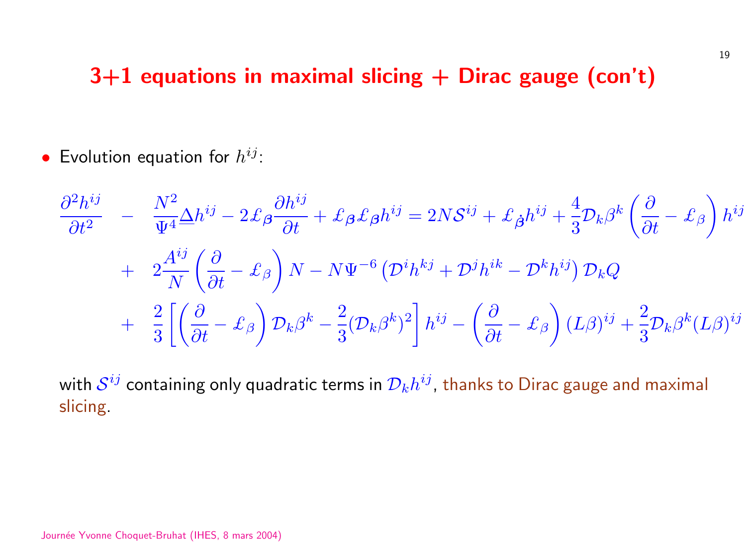## 3+1 equations in maximal slicing + Dirac gauge (con't)

- Evolution equation for $h^{ij}$:

$$
\begin{aligned}
\frac{\partial^2 h^{ij}}{\partial t^2} \quad &- \quad \frac{N^2}{\Psi^4}\underline{\Delta} h^{ij} - 2\pounds_{\boldsymbol{\beta}} \frac{\partial h^{ij}}{\partial t} + \pounds_{\boldsymbol{\beta}} \pounds_{\boldsymbol{\beta}} h^{ij} = 2N\mathcal{S}^{ij} + \pounds_{\dot{\boldsymbol{\beta}}} h^{ij} + \frac{4}{3}\mathcal{D}_k \beta^k \left( \frac{\partial}{\partial t} - \pounds_\beta \right) h^{ij} \\
&+ \quad 2\frac{A^{ij}}{N} \left( \frac{\partial}{\partial t} - \pounds_\beta \right) N - N\Psi^{-6} \left( \mathcal{D}^i h^{kj} + \mathcal{D}^j h^{ik} - \mathcal{D}^k h^{ij} \right) \mathcal{D}_k Q \\
&+ \quad \frac{2}{3} \left[ \left( \frac{\partial}{\partial t} - \pounds_\beta \right) \mathcal{D}_k \beta^k - \frac{2}{3} (\mathcal{D}_k \beta^k)^2 \right] h^{ij} - \left( \frac{\partial}{\partial t} - \pounds_\beta \right) (L\beta)^{ij} + \frac{2}{3} \mathcal{D}_k \beta^k (L\beta)^{ij}
\end{aligned}
$$

with $\mathcal{S}^{ij}$ containing only quadratic terms in $\mathcal{D}_k h^{ij}$, thanks to Dirac gauge and maximal slicing.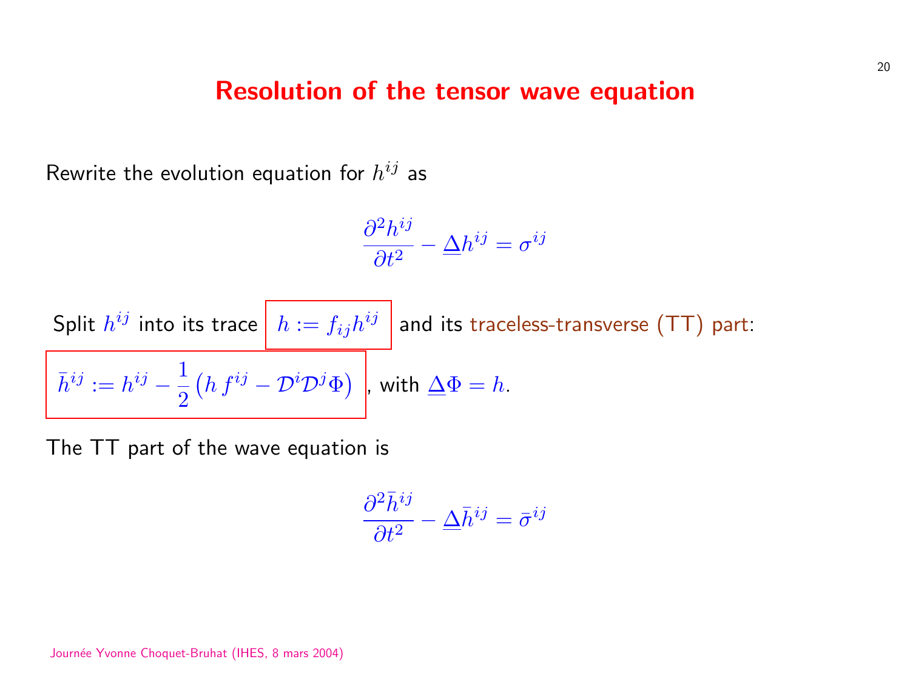# Resolution of the tensor wave equation

Rewrite the evolution equation for $h^{ij}$ as

$$\frac{\partial^2 h^{ij}}{\partial t^2} - \underline{\Delta} h^{ij} = \sigma^{ij}$$

Split $h^{ij}$ into its trace $h := f_{ij} h^{ij}$ and its traceless-transverse (TT) part:

$\bar{h}^{ij} := h^{ij} - \frac{1}{2}\left(h\, f^{ij} - \mathcal{D}^i \mathcal{D}^j \Phi\right)$, with $\underline{\Delta}\Phi = h$.

The TT part of the wave equation is

$$\frac{\partial^2 \bar{h}^{ij}}{\partial t^2} - \underline{\Delta} \bar{h}^{ij} = \bar{\sigma}^{ij}$$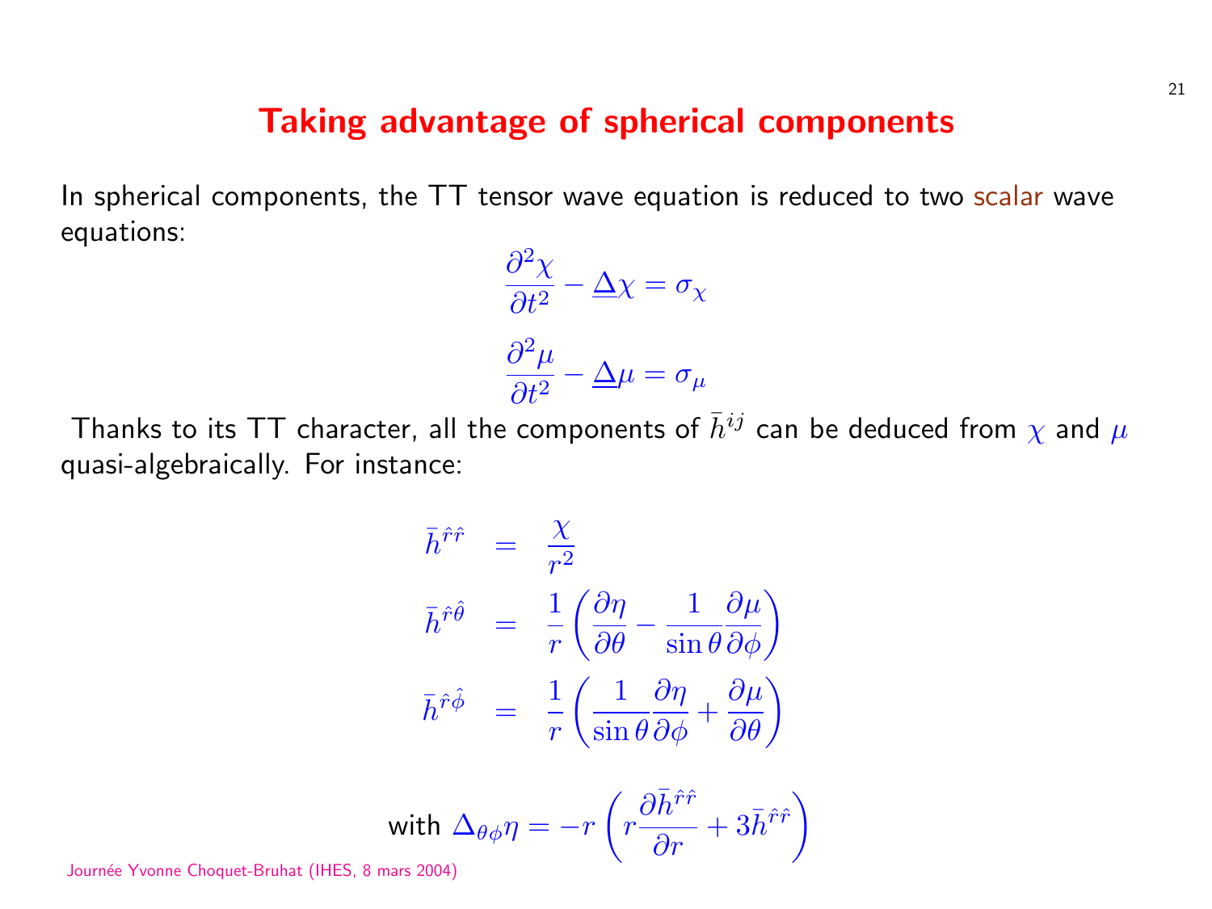# Taking advantage of spherical components

In spherical components, the TT tensor wave equation is reduced to two scalar wave equations:

$$\frac{\partial^2 \chi}{\partial t^2} - \underline{\Delta} \chi = \sigma_\chi$$

$$\frac{\partial^2 \mu}{\partial t^2} - \underline{\Delta} \mu = \sigma_\mu$$

Thanks to its TT character, all the components of $\bar{h}^{ij}$ can be deduced from $\chi$ and $\mu$ quasi-algebraically. For instance:

$$\begin{aligned}
\bar{h}^{\hat{r}\hat{r}} &= \frac{\chi}{r^2} \\
\bar{h}^{\hat{r}\hat{\theta}} &= \frac{1}{r}\left(\frac{\partial \eta}{\partial \theta} - \frac{1}{\sin\theta}\frac{\partial \mu}{\partial \phi}\right) \\
\bar{h}^{\hat{r}\hat{\phi}} &= \frac{1}{r}\left(\frac{1}{\sin\theta}\frac{\partial \eta}{\partial \phi} + \frac{\partial \mu}{\partial \theta}\right)
\end{aligned}$$

with $\Delta_{\theta\phi}\eta = -r\left(r\frac{\partial \bar{h}^{\hat{r}\hat{r}}}{\partial r} + 3\bar{h}^{\hat{r}\hat{r}}\right)$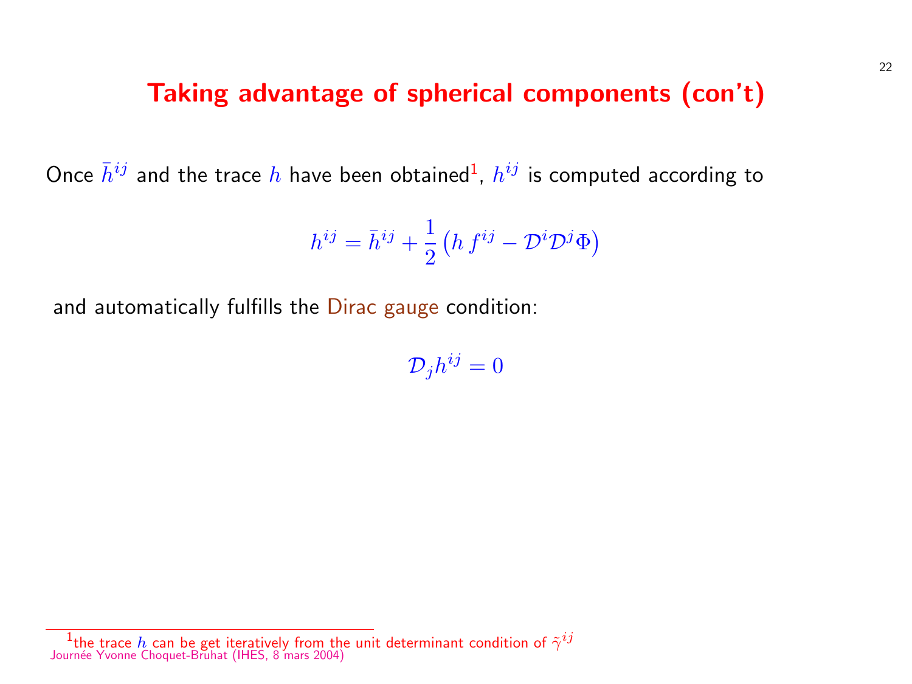# Taking advantage of spherical components (con't)

Once $\bar{h}^{ij}$ and the trace $h$ have been obtained[1], $h^{ij}$ is computed according to

$$h^{ij} = \bar{h}^{ij} + \frac{1}{2}\left(h\, f^{ij} - \mathcal{D}^i \mathcal{D}^j \Phi\right)$$

and automatically fulfills the Dirac gauge condition:

$$\mathcal{D}_j h^{ij} = 0$$

[1] the trace $h$ can be get iteratively from the unit determinant condition of $\tilde{\gamma}^{ij}$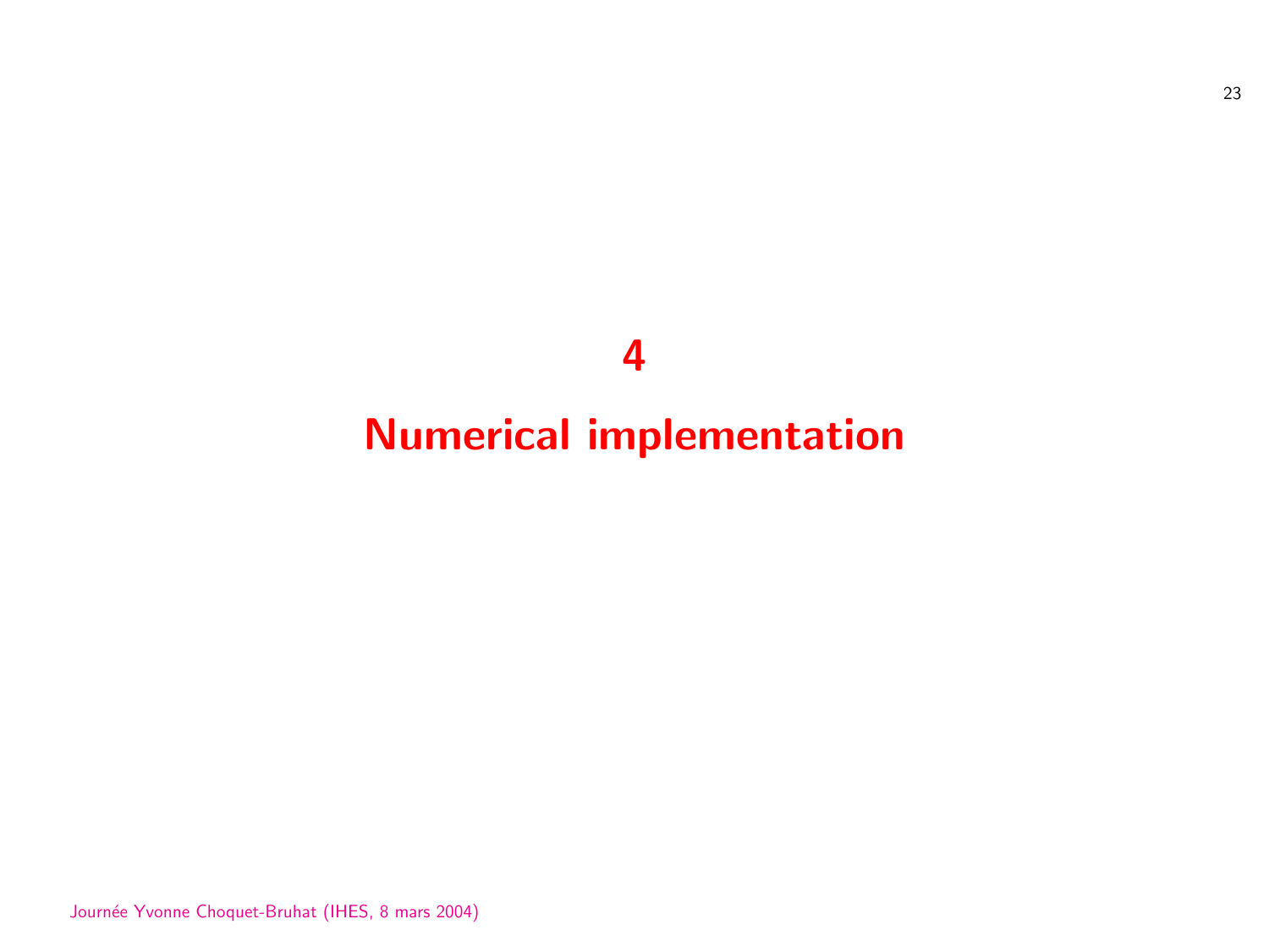# 4

# Numerical implementation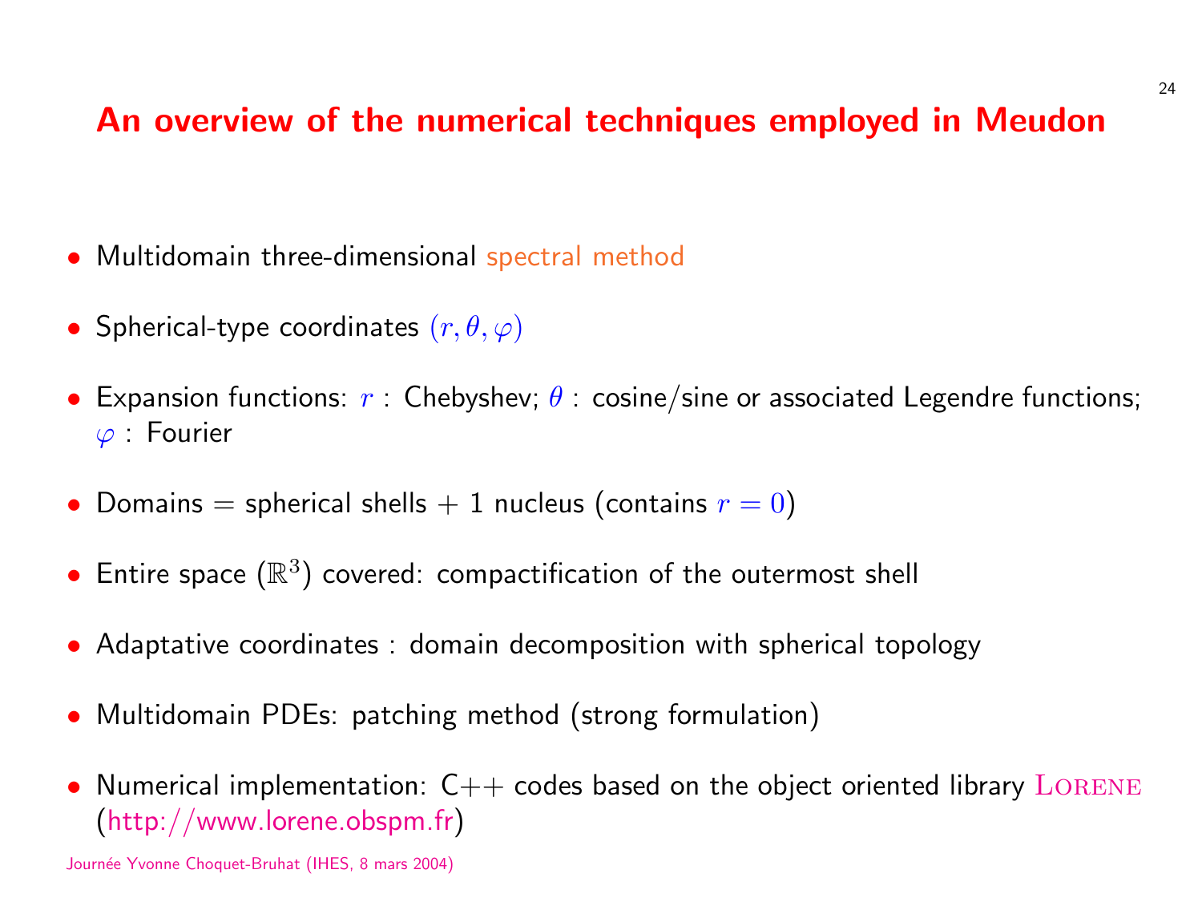# An overview of the numerical techniques employed in Meudon

- Multidomain three-dimensional spectral method
- Spherical-type coordinates $(r, \theta, \varphi)$
- Expansion functions: $r$ : Chebyshev; $\theta$ : cosine/sine or associated Legendre functions; $\varphi$ : Fourier
- Domains = spherical shells + 1 nucleus (contains $r = 0$)
- Entire space ($\mathbb{R}^3$) covered: compactification of the outermost shell
- Adaptative coordinates : domain decomposition with spherical topology
- Multidomain PDEs: patching method (strong formulation)
- Numerical implementation: C++ codes based on the object oriented library LORENE (http://www.lorene.obspm.fr)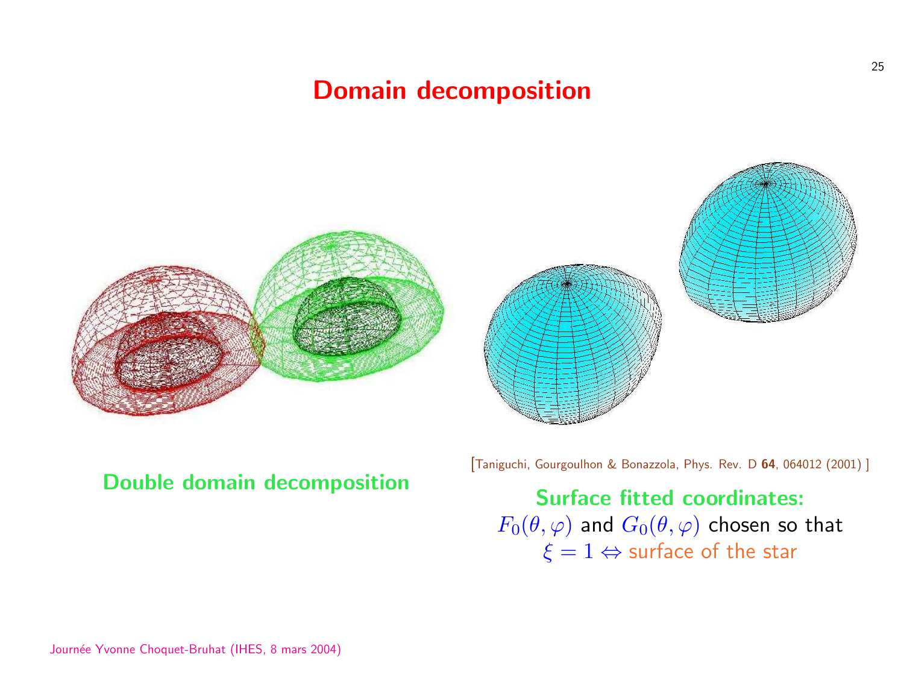# Domain decomposition

**Double domain decomposition**

[Taniguchi, Gourgoulhon & Bonazzola, Phys. Rev. D **64**, 064012 (2001) ]

**Surface fitted coordinates:**
$F_0(\theta, \varphi)$ and $G_0(\theta, \varphi)$ chosen so that
$\xi = 1 \Leftrightarrow$ surface of the star

Journée Yvonne Choquet-Bruhat (IHES, 8 mars 2004)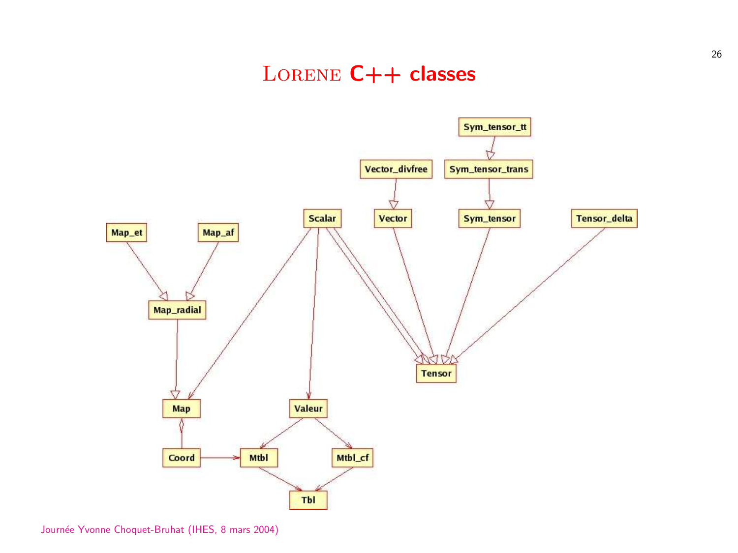# Lorene C++ classes

Sym_tensor_tt

Vector_divfree

Sym_tensor_trans

Scalar

Vector

Sym_tensor

Tensor_delta

Map_et

Map_af

Map_radial

Tensor

Map

Valeur

Coord

Mtbl

Mtbl_cf

Tbl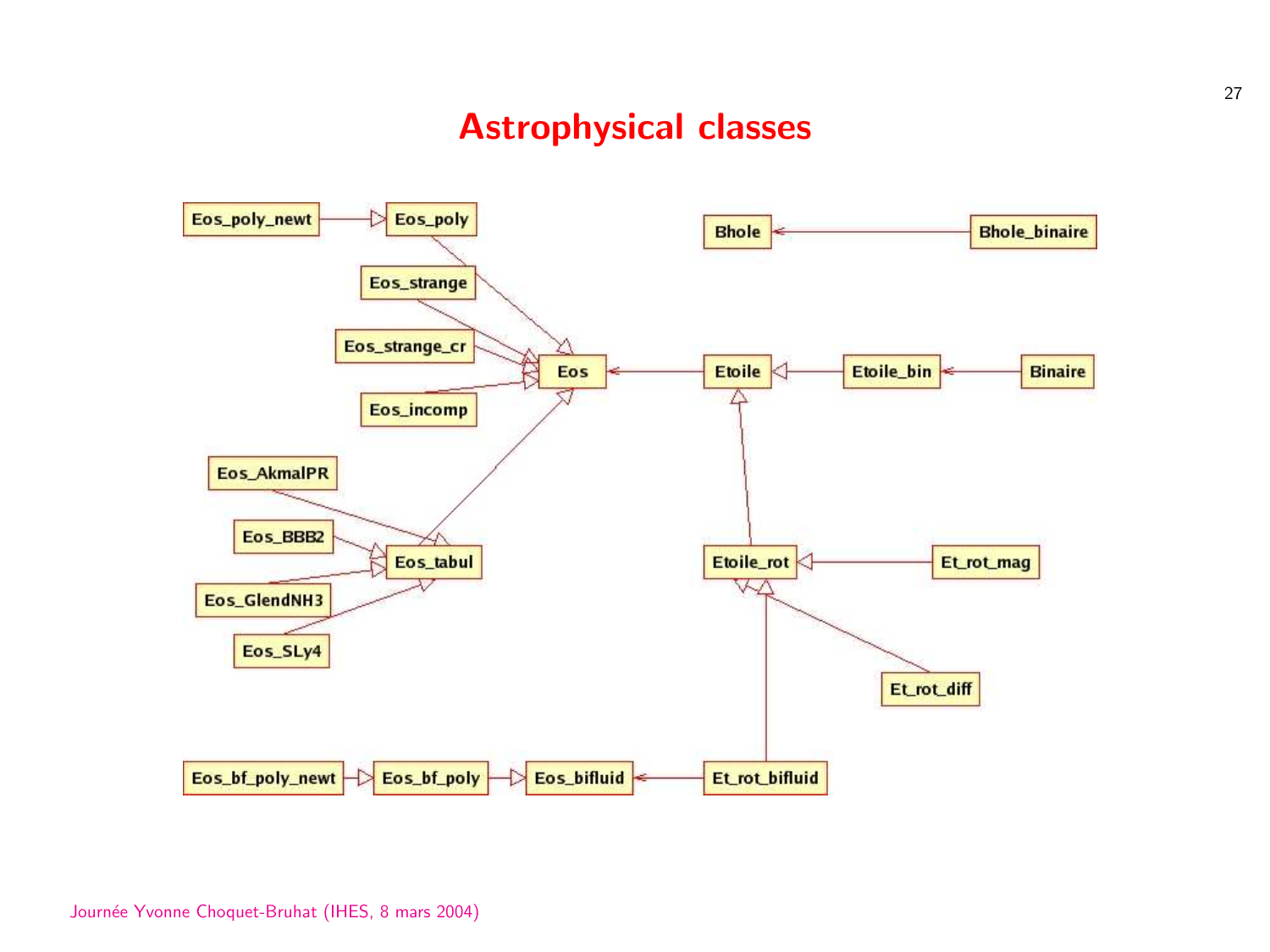# Astrophysical classes

Eos_poly_newt

Eos_poly

Eos_strange

Eos_strange_cr

Eos_incomp

Eos

Bhole

Bhole_binaire

Etoile

Etoile_bin

Binaire

Eos_AkmalPR

Eos_BBB2

Eos_tabul

Eos_GlendNH3

Eos_SLy4

Etoile_rot

Et_rot_mag

Et_rot_diff

Eos_bf_poly_newt

Eos_bf_poly

Eos_bifluid

Et_rot_bifluid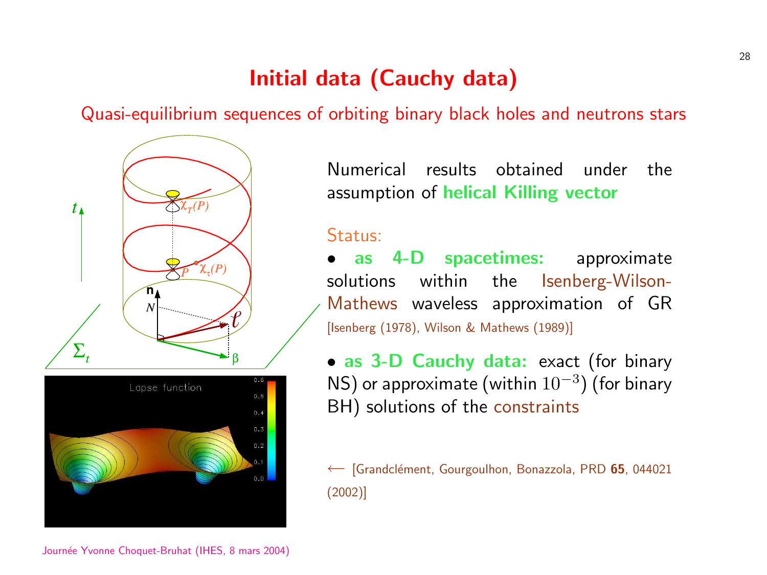# Initial data (Cauchy data)

Quasi-equilibrium sequences of orbiting binary black holes and neutrons stars

Numerical results obtained under the assumption of **helical Killing vector**

Status:

- **as 4-D spacetimes:** approximate solutions within the Isenberg-Wilson-Mathews waveless approximation of GR [Isenberg (1978), Wilson & Mathews (1989)]

- **as 3-D Cauchy data:** exact (for binary NS) or approximate (within $10^{-3}$) (for binary BH) solutions of the constraints

← [Grandclément, Gourgoulhon, Bonazzola, PRD **65**, 044021 (2002)]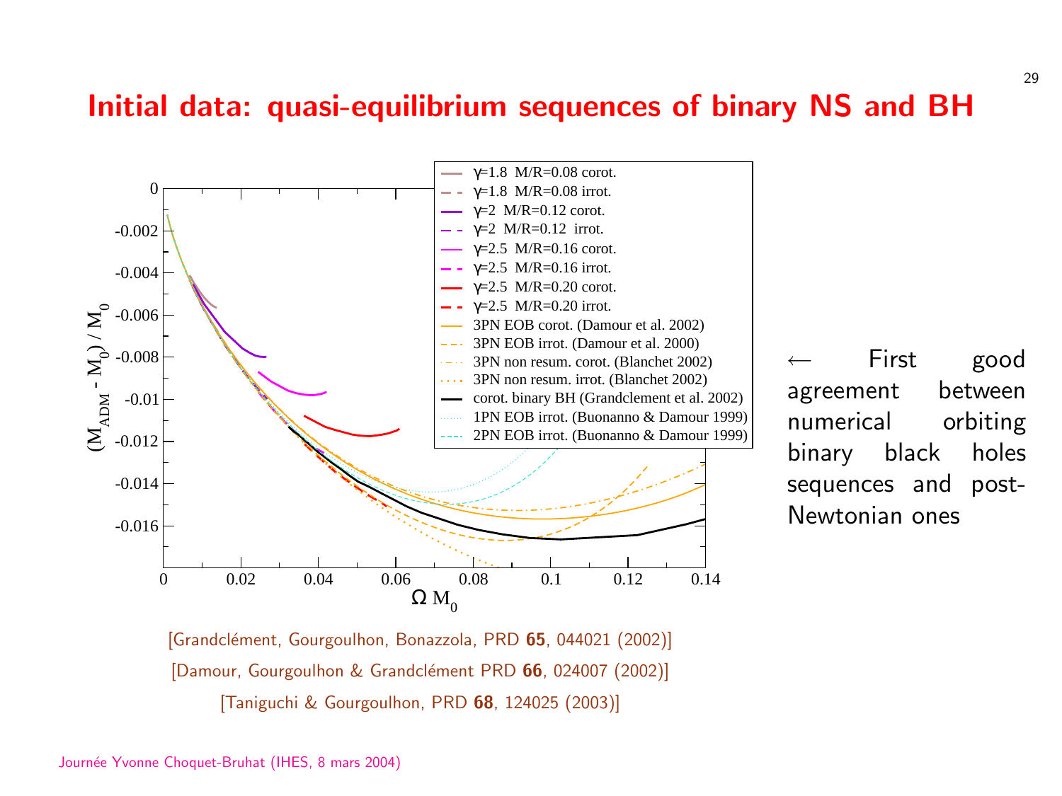# Initial data: quasi-equilibrium sequences of binary NS and BH

← First good agreement between numerical orbiting binary black holes sequences and post-Newtonian ones

[Grandclément, Gourgoulhon, Bonazzola, PRD **65**, 044021 (2002)]

[Damour, Gourgoulhon & Grandclément PRD **66**, 024007 (2002)]

[Taniguchi & Gourgoulhon, PRD **68**, 124025 (2003)]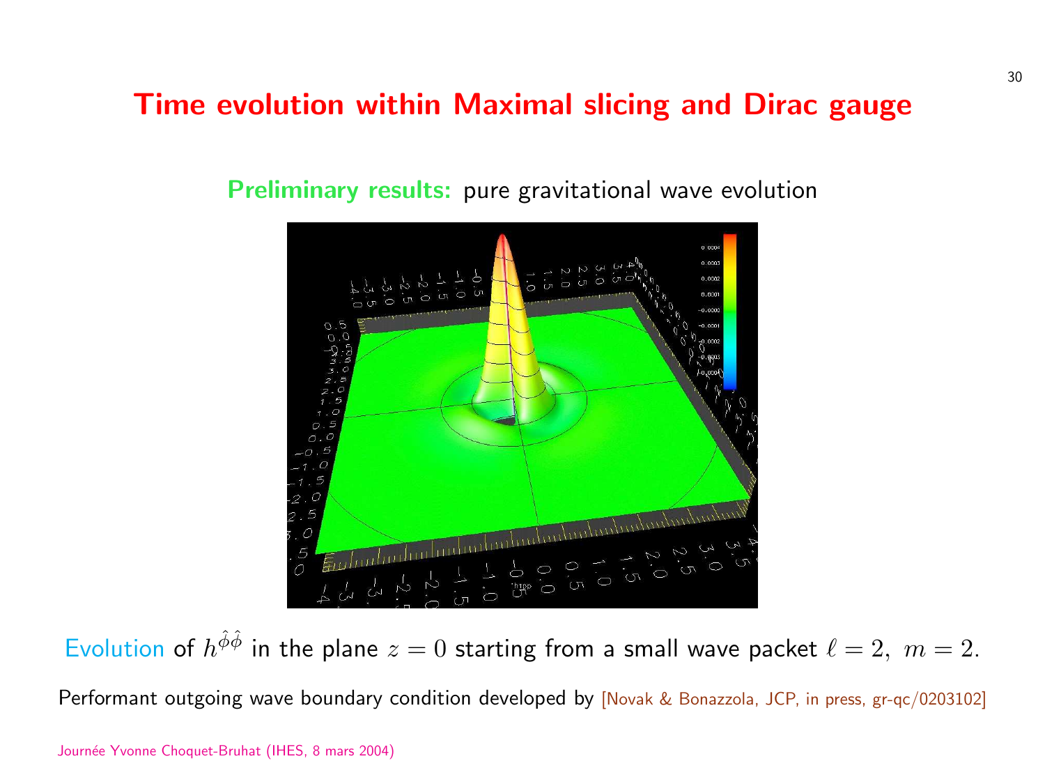# Time evolution within Maximal slicing and Dirac gauge

**Preliminary results:** pure gravitational wave evolution

Evolution of $h^{\hat{\phi}\hat{\phi}}$ in the plane $z = 0$ starting from a small wave packet $\ell = 2, \ m = 2$.

Performant outgoing wave boundary condition developed by [Novak & Bonazzola, JCP, in press, gr-qc/0203102]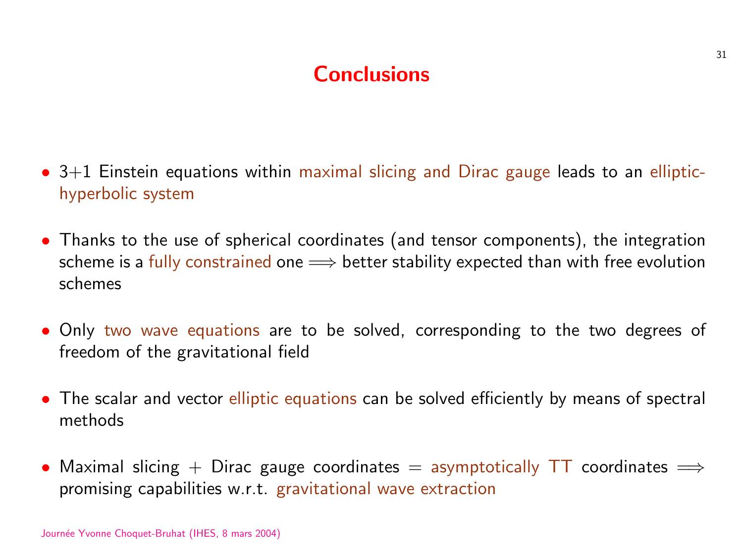# Conclusions

- 3+1 Einstein equations within maximal slicing and Dirac gauge leads to an elliptic-hyperbolic system
- Thanks to the use of spherical coordinates (and tensor components), the integration scheme is a fully constrained one $\Longrightarrow$ better stability expected than with free evolution schemes
- Only two wave equations are to be solved, corresponding to the two degrees of freedom of the gravitational field
- The scalar and vector elliptic equations can be solved efficiently by means of spectral methods
- Maximal slicing + Dirac gauge coordinates = asymptotically TT coordinates $\Longrightarrow$ promising capabilities w.r.t. gravitational wave extraction